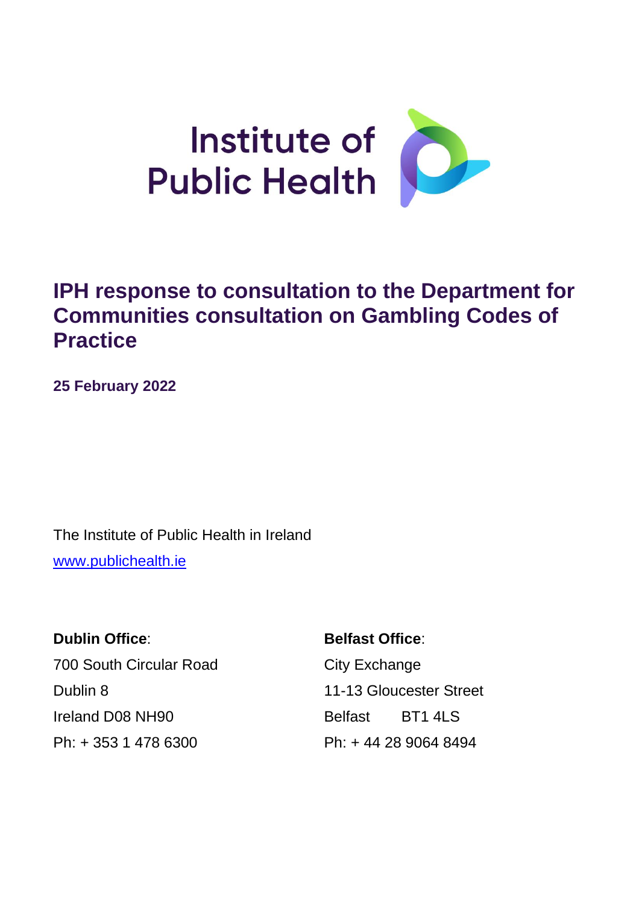Institute of Public Health

# IPH response to consultation to the Department for Communities consultation on Gambling Codes of Practice

**25 February 2022**

The Institute of Public Health in Ireland

[www.publichealth.ie](http://www.publichealth.ie)

**Dublin Office**:
700 South Circular Road
Dublin 8
Ireland D08 NH90
Ph: + 353 1 478 6300

**Belfast Office**:
City Exchange
11-13 Gloucester Street
Belfast BT1 4LS
Ph: + 44 28 9064 8494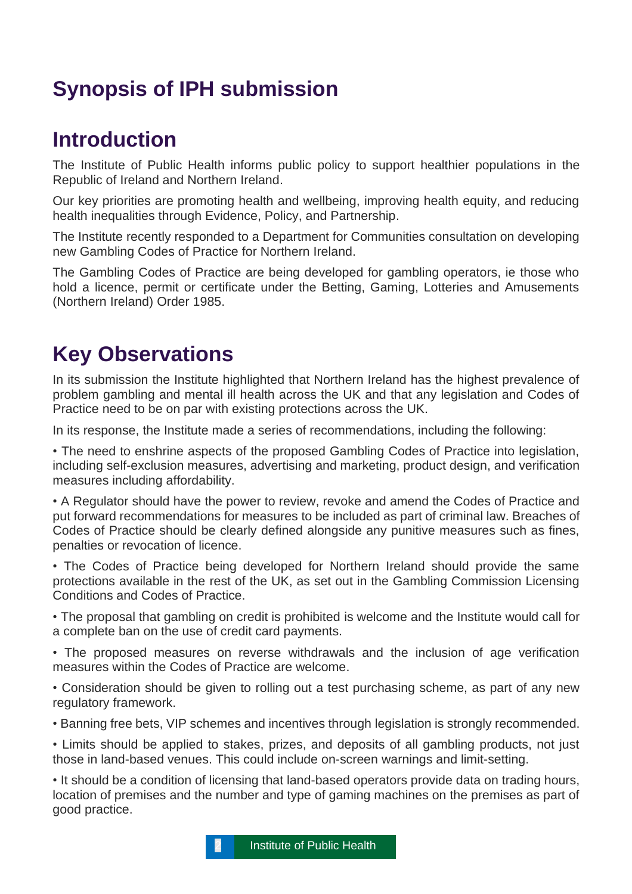# Synopsis of IPH submission

## Introduction

The Institute of Public Health informs public policy to support healthier populations in the Republic of Ireland and Northern Ireland.

Our key priorities are promoting health and wellbeing, improving health equity, and reducing health inequalities through Evidence, Policy, and Partnership.

The Institute recently responded to a Department for Communities consultation on developing new Gambling Codes of Practice for Northern Ireland.

The Gambling Codes of Practice are being developed for gambling operators, ie those who hold a licence, permit or certificate under the Betting, Gaming, Lotteries and Amusements (Northern Ireland) Order 1985.

## Key Observations

In its submission the Institute highlighted that Northern Ireland has the highest prevalence of problem gambling and mental ill health across the UK and that any legislation and Codes of Practice need to be on par with existing protections across the UK.

In its response, the Institute made a series of recommendations, including the following:

- The need to enshrine aspects of the proposed Gambling Codes of Practice into legislation, including self-exclusion measures, advertising and marketing, product design, and verification measures including affordability.
- A Regulator should have the power to review, revoke and amend the Codes of Practice and put forward recommendations for measures to be included as part of criminal law. Breaches of Codes of Practice should be clearly defined alongside any punitive measures such as fines, penalties or revocation of licence.
- The Codes of Practice being developed for Northern Ireland should provide the same protections available in the rest of the UK, as set out in the Gambling Commission Licensing Conditions and Codes of Practice.
- The proposal that gambling on credit is prohibited is welcome and the Institute would call for a complete ban on the use of credit card payments.
- The proposed measures on reverse withdrawals and the inclusion of age verification measures within the Codes of Practice are welcome.
- Consideration should be given to rolling out a test purchasing scheme, as part of any new regulatory framework.
- Banning free bets, VIP schemes and incentives through legislation is strongly recommended.
- Limits should be applied to stakes, prizes, and deposits of all gambling products, not just those in land-based venues. This could include on-screen warnings and limit-setting.
- It should be a condition of licensing that land-based operators provide data on trading hours, location of premises and the number and type of gaming machines on the premises as part of good practice.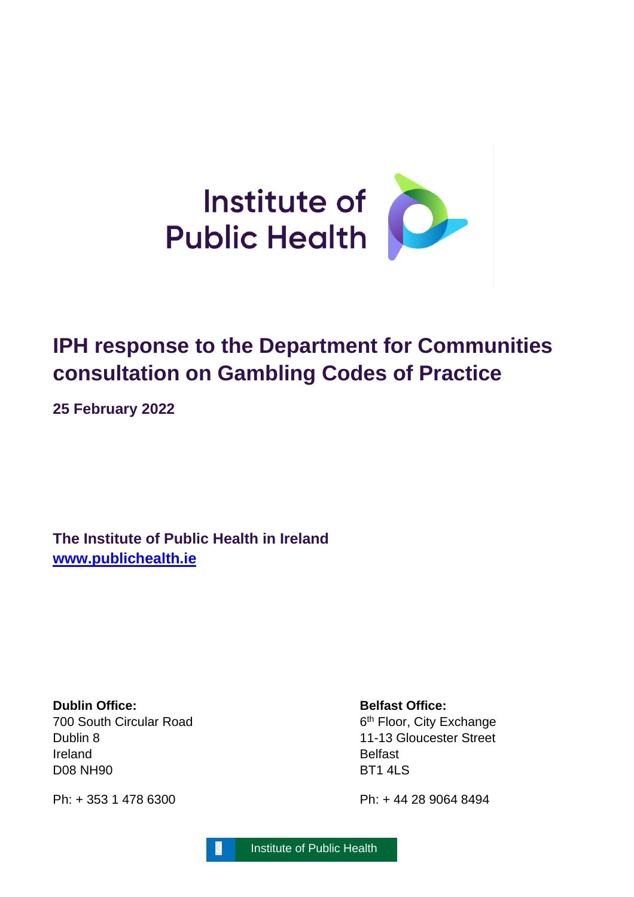Institute of Public Health

# IPH response to the Department for Communities consultation on Gambling Codes of Practice

**25 February 2022**

**The Institute of Public Health in Ireland**
**[www.publichealth.ie](http://www.publichealth.ie)**

**Dublin Office:**
700 South Circular Road
Dublin 8
Ireland
D08 NH90

Ph: + 353 1 478 6300

**Belfast Office:**
6th Floor, City Exchange
11-13 Gloucester Street
Belfast
BT1 4LS

Ph: + 44 28 9064 8494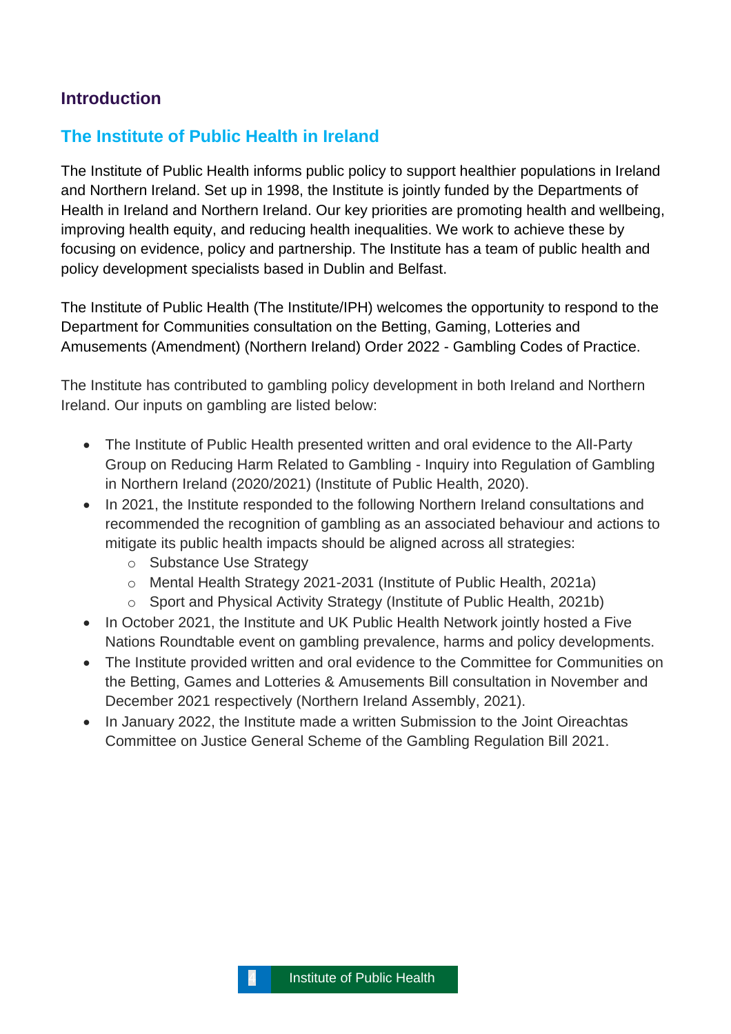# Introduction

## The Institute of Public Health in Ireland

The Institute of Public Health informs public policy to support healthier populations in Ireland and Northern Ireland. Set up in 1998, the Institute is jointly funded by the Departments of Health in Ireland and Northern Ireland. Our key priorities are promoting health and wellbeing, improving health equity, and reducing health inequalities. We work to achieve these by focusing on evidence, policy and partnership. The Institute has a team of public health and policy development specialists based in Dublin and Belfast.

The Institute of Public Health (The Institute/IPH) welcomes the opportunity to respond to the Department for Communities consultation on the Betting, Gaming, Lotteries and Amusements (Amendment) (Northern Ireland) Order 2022 - Gambling Codes of Practice.

The Institute has contributed to gambling policy development in both Ireland and Northern Ireland. Our inputs on gambling are listed below:

- The Institute of Public Health presented written and oral evidence to the All-Party Group on Reducing Harm Related to Gambling - Inquiry into Regulation of Gambling in Northern Ireland (2020/2021) (Institute of Public Health, 2020).
- In 2021, the Institute responded to the following Northern Ireland consultations and recommended the recognition of gambling as an associated behaviour and actions to mitigate its public health impacts should be aligned across all strategies:
    - Substance Use Strategy
    - Mental Health Strategy 2021-2031 (Institute of Public Health, 2021a)
    - Sport and Physical Activity Strategy (Institute of Public Health, 2021b)
- In October 2021, the Institute and UK Public Health Network jointly hosted a Five Nations Roundtable event on gambling prevalence, harms and policy developments.
- The Institute provided written and oral evidence to the Committee for Communities on the Betting, Games and Lotteries & Amusements Bill consultation in November and December 2021 respectively (Northern Ireland Assembly, 2021).
- In January 2022, the Institute made a written Submission to the Joint Oireachtas Committee on Justice General Scheme of the Gambling Regulation Bill 2021.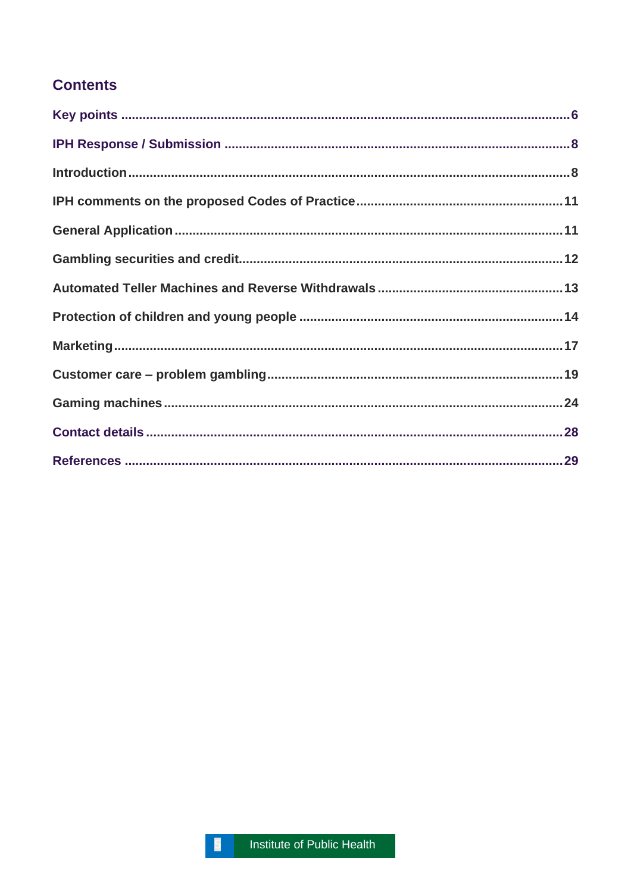## Contents

Key points ... 6

IPH Response / Submission ... 8

Introduction ... 8

IPH comments on the proposed Codes of Practice ... 11

General Application ... 11

Gambling securities and credit ... 12

Automated Teller Machines and Reverse Withdrawals ... 13

Protection of children and young people ... 14

Marketing ... 17

Customer care – problem gambling ... 19

Gaming machines ... 24

Contact details ... 28

References ... 29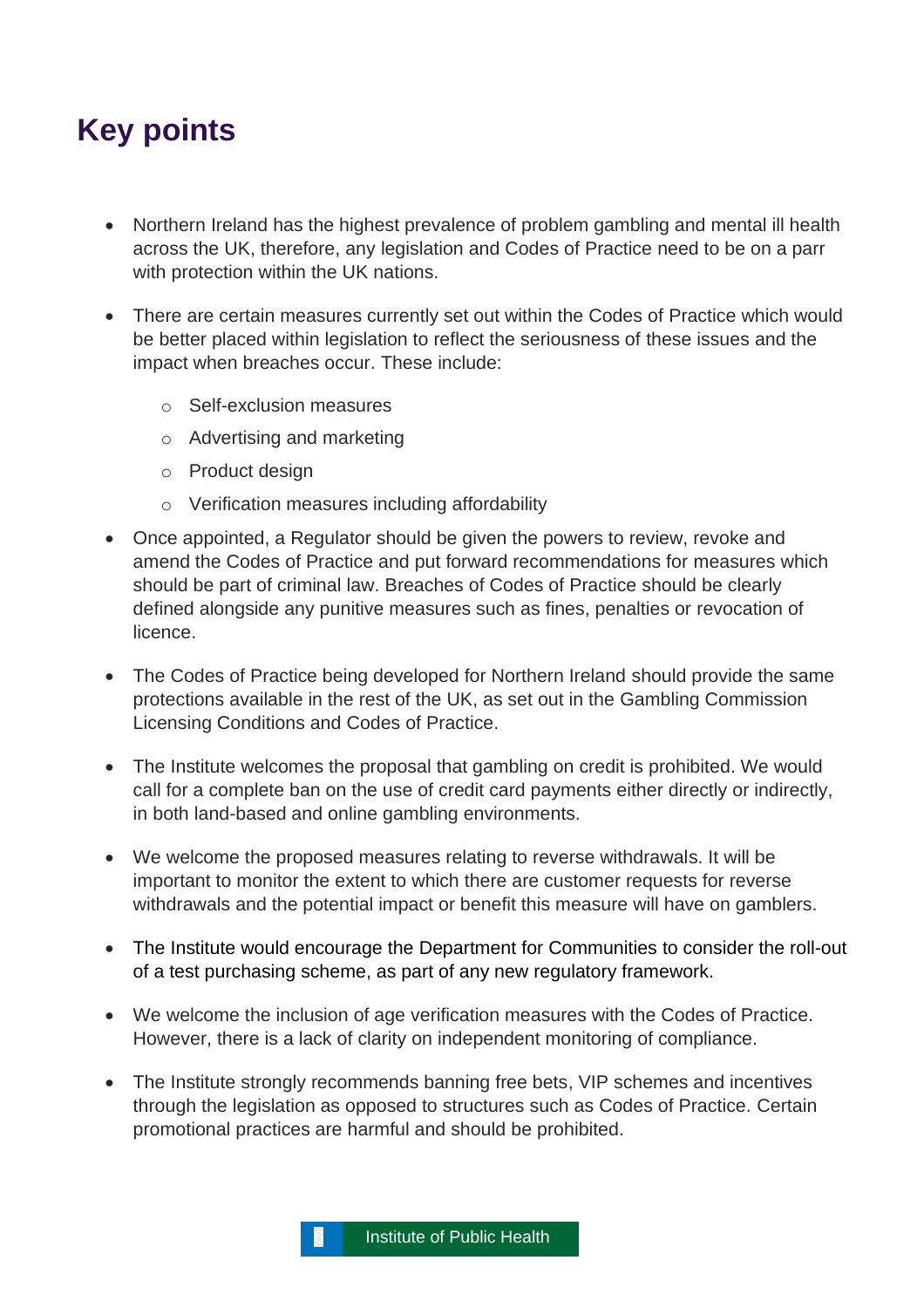## Key points

- Northern Ireland has the highest prevalence of problem gambling and mental ill health across the UK, therefore, any legislation and Codes of Practice need to be on a parr with protection within the UK nations.
- There are certain measures currently set out within the Codes of Practice which would be better placed within legislation to reflect the seriousness of these issues and the impact when breaches occur. These include:
    - Self-exclusion measures
    - Advertising and marketing
    - Product design
    - Verification measures including affordability
- Once appointed, a Regulator should be given the powers to review, revoke and amend the Codes of Practice and put forward recommendations for measures which should be part of criminal law. Breaches of Codes of Practice should be clearly defined alongside any punitive measures such as fines, penalties or revocation of licence.
- The Codes of Practice being developed for Northern Ireland should provide the same protections available in the rest of the UK, as set out in the Gambling Commission Licensing Conditions and Codes of Practice.
- The Institute welcomes the proposal that gambling on credit is prohibited. We would call for a complete ban on the use of credit card payments either directly or indirectly, in both land-based and online gambling environments.
- We welcome the proposed measures relating to reverse withdrawals. It will be important to monitor the extent to which there are customer requests for reverse withdrawals and the potential impact or benefit this measure will have on gamblers.
- The Institute would encourage the Department for Communities to consider the roll-out of a test purchasing scheme, as part of any new regulatory framework.
- We welcome the inclusion of age verification measures with the Codes of Practice. However, there is a lack of clarity on independent monitoring of compliance.
- The Institute strongly recommends banning free bets, VIP schemes and incentives through the legislation as opposed to structures such as Codes of Practice. Certain promotional practices are harmful and should be prohibited.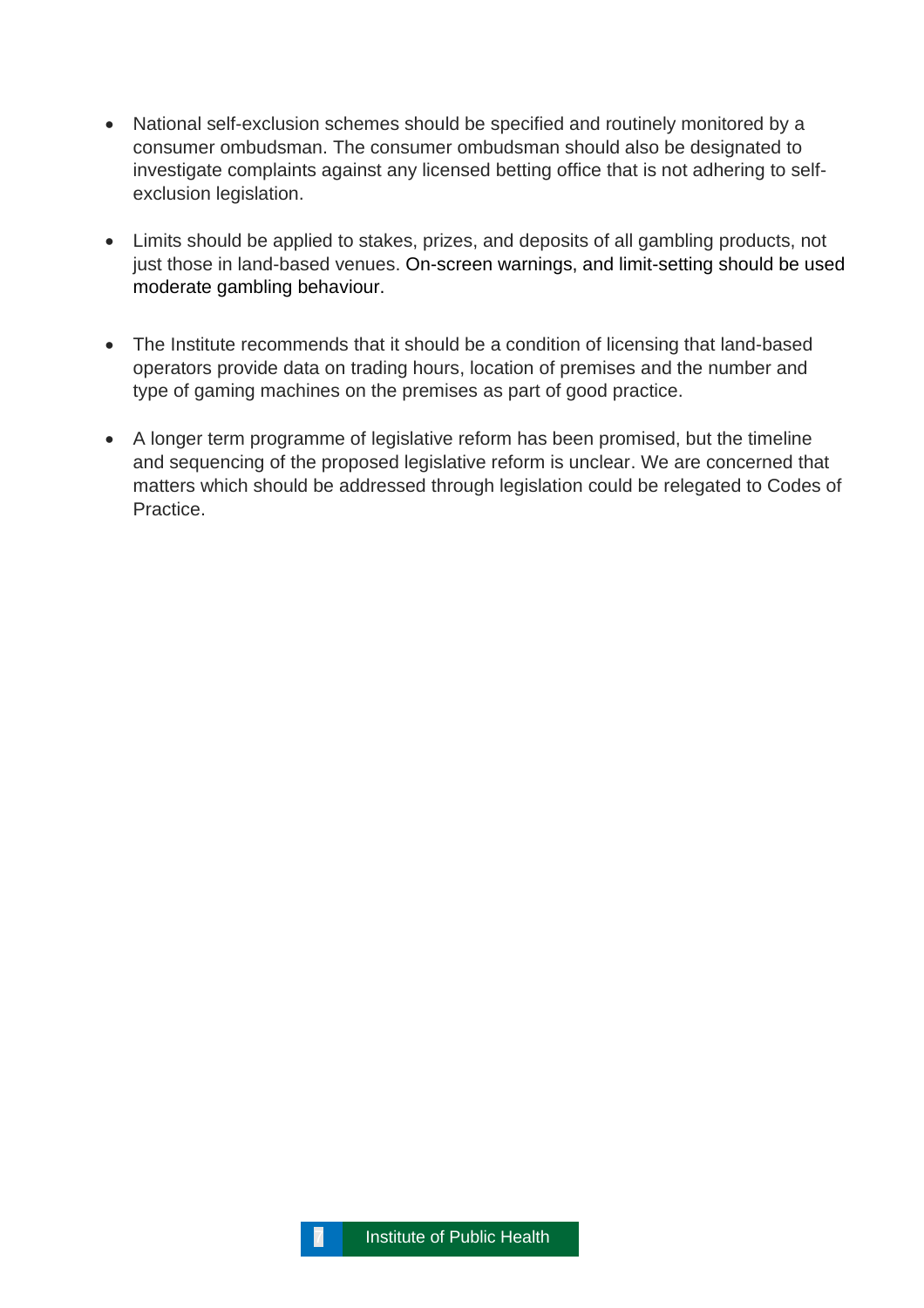- National self-exclusion schemes should be specified and routinely monitored by a consumer ombudsman. The consumer ombudsman should also be designated to investigate complaints against any licensed betting office that is not adhering to self-exclusion legislation.

- Limits should be applied to stakes, prizes, and deposits of all gambling products, not just those in land-based venues. On-screen warnings, and limit-setting should be used moderate gambling behaviour.

- The Institute recommends that it should be a condition of licensing that land-based operators provide data on trading hours, location of premises and the number and type of gaming machines on the premises as part of good practice.

- A longer term programme of legislative reform has been promised, but the timeline and sequencing of the proposed legislative reform is unclear. We are concerned that matters which should be addressed through legislation could be relegated to Codes of Practice.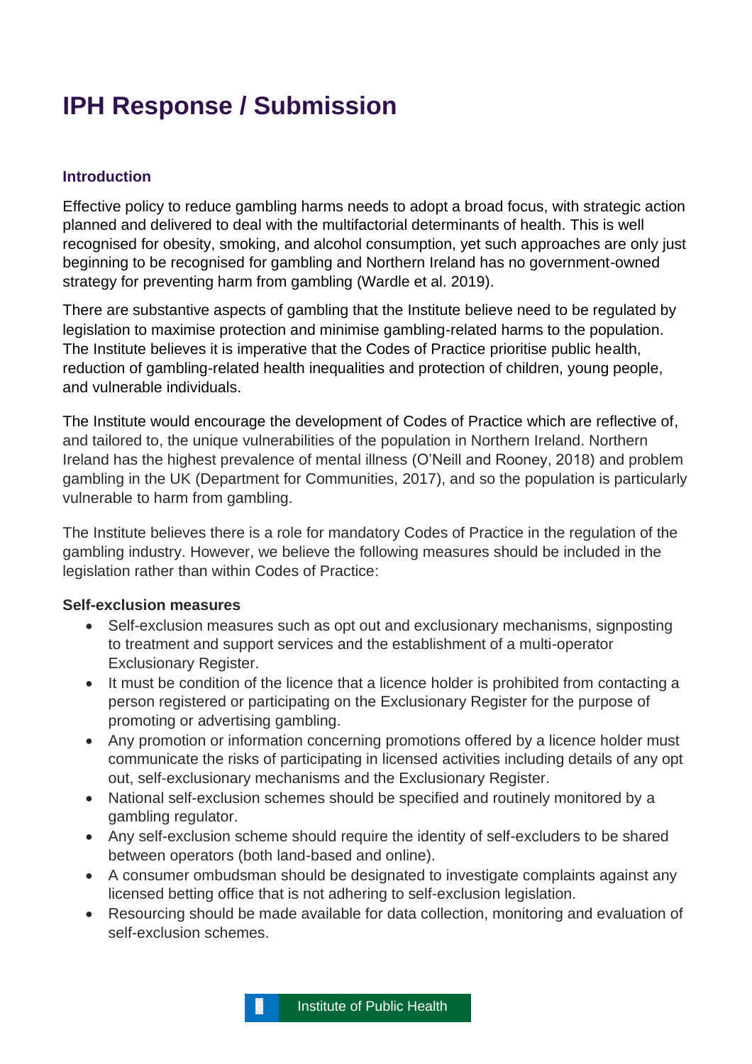# IPH Response / Submission

### Introduction

Effective policy to reduce gambling harms needs to adopt a broad focus, with strategic action planned and delivered to deal with the multifactorial determinants of health. This is well recognised for obesity, smoking, and alcohol consumption, yet such approaches are only just beginning to be recognised for gambling and Northern Ireland has no government-owned strategy for preventing harm from gambling (Wardle et al. 2019).

There are substantive aspects of gambling that the Institute believe need to be regulated by legislation to maximise protection and minimise gambling-related harms to the population. The Institute believes it is imperative that the Codes of Practice prioritise public health, reduction of gambling-related health inequalities and protection of children, young people, and vulnerable individuals.

The Institute would encourage the development of Codes of Practice which are reflective of, and tailored to, the unique vulnerabilities of the population in Northern Ireland. Northern Ireland has the highest prevalence of mental illness (O'Neill and Rooney, 2018) and problem gambling in the UK (Department for Communities, 2017), and so the population is particularly vulnerable to harm from gambling.

The Institute believes there is a role for mandatory Codes of Practice in the regulation of the gambling industry. However, we believe the following measures should be included in the legislation rather than within Codes of Practice:

**Self-exclusion measures**

- Self-exclusion measures such as opt out and exclusionary mechanisms, signposting to treatment and support services and the establishment of a multi-operator Exclusionary Register.
- It must be condition of the licence that a licence holder is prohibited from contacting a person registered or participating on the Exclusionary Register for the purpose of promoting or advertising gambling.
- Any promotion or information concerning promotions offered by a licence holder must communicate the risks of participating in licensed activities including details of any opt out, self-exclusionary mechanisms and the Exclusionary Register.
- National self-exclusion schemes should be specified and routinely monitored by a gambling regulator.
- Any self-exclusion scheme should require the identity of self-excluders to be shared between operators (both land-based and online).
- A consumer ombudsman should be designated to investigate complaints against any licensed betting office that is not adhering to self-exclusion legislation.
- Resourcing should be made available for data collection, monitoring and evaluation of self-exclusion schemes.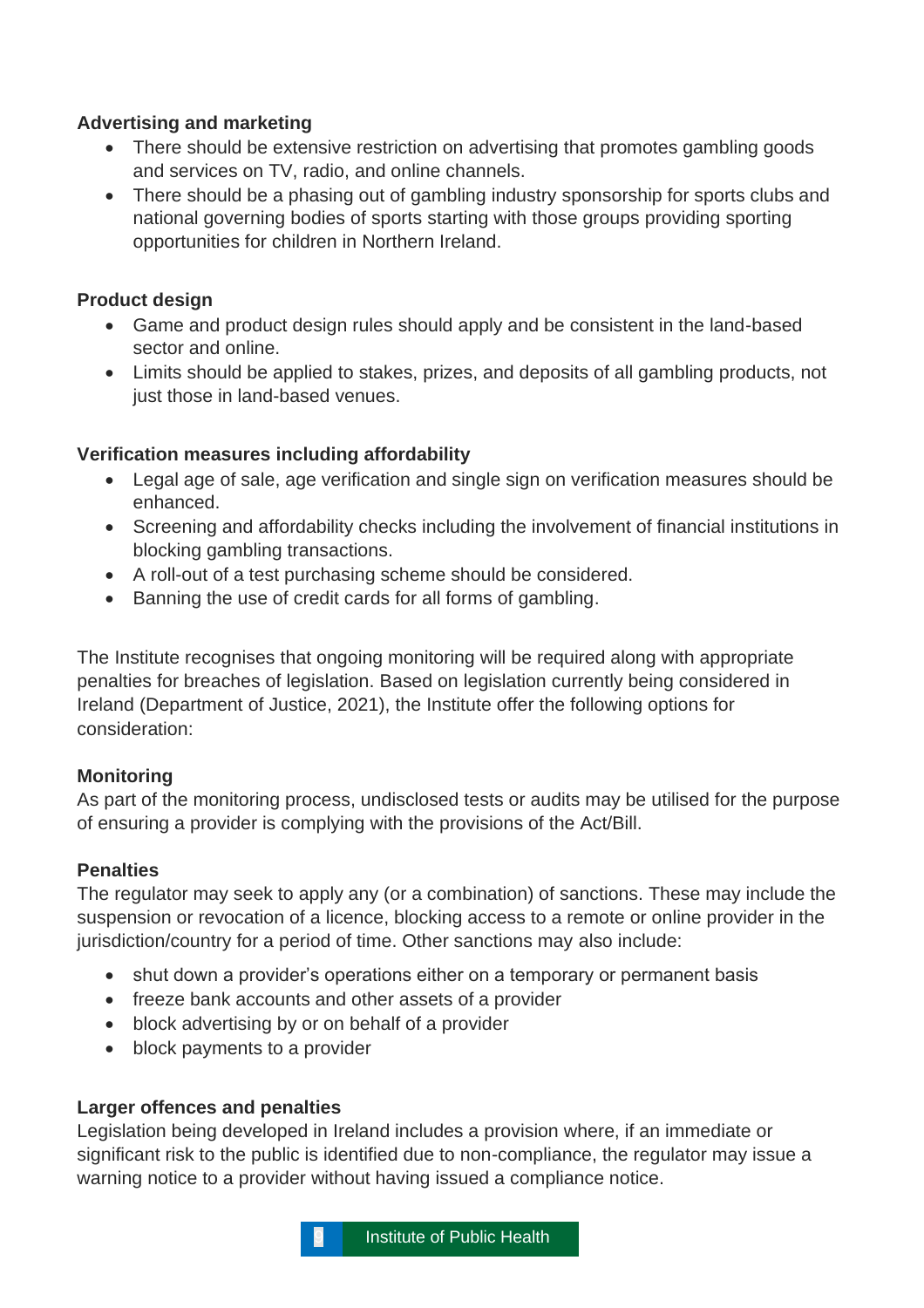**Advertising and marketing**

- There should be extensive restriction on advertising that promotes gambling goods and services on TV, radio, and online channels.
- There should be a phasing out of gambling industry sponsorship for sports clubs and national governing bodies of sports starting with those groups providing sporting opportunities for children in Northern Ireland.

**Product design**

- Game and product design rules should apply and be consistent in the land-based sector and online.
- Limits should be applied to stakes, prizes, and deposits of all gambling products, not just those in land-based venues.

**Verification measures including affordability**

- Legal age of sale, age verification and single sign on verification measures should be enhanced.
- Screening and affordability checks including the involvement of financial institutions in blocking gambling transactions.
- A roll-out of a test purchasing scheme should be considered.
- Banning the use of credit cards for all forms of gambling.

The Institute recognises that ongoing monitoring will be required along with appropriate penalties for breaches of legislation. Based on legislation currently being considered in Ireland (Department of Justice, 2021), the Institute offer the following options for consideration:

**Monitoring**

As part of the monitoring process, undisclosed tests or audits may be utilised for the purpose of ensuring a provider is complying with the provisions of the Act/Bill.

**Penalties**

The regulator may seek to apply any (or a combination) of sanctions. These may include the suspension or revocation of a licence, blocking access to a remote or online provider in the jurisdiction/country for a period of time. Other sanctions may also include:

- shut down a provider's operations either on a temporary or permanent basis
- freeze bank accounts and other assets of a provider
- block advertising by or on behalf of a provider
- block payments to a provider

**Larger offences and penalties**

Legislation being developed in Ireland includes a provision where, if an immediate or significant risk to the public is identified due to non-compliance, the regulator may issue a warning notice to a provider without having issued a compliance notice.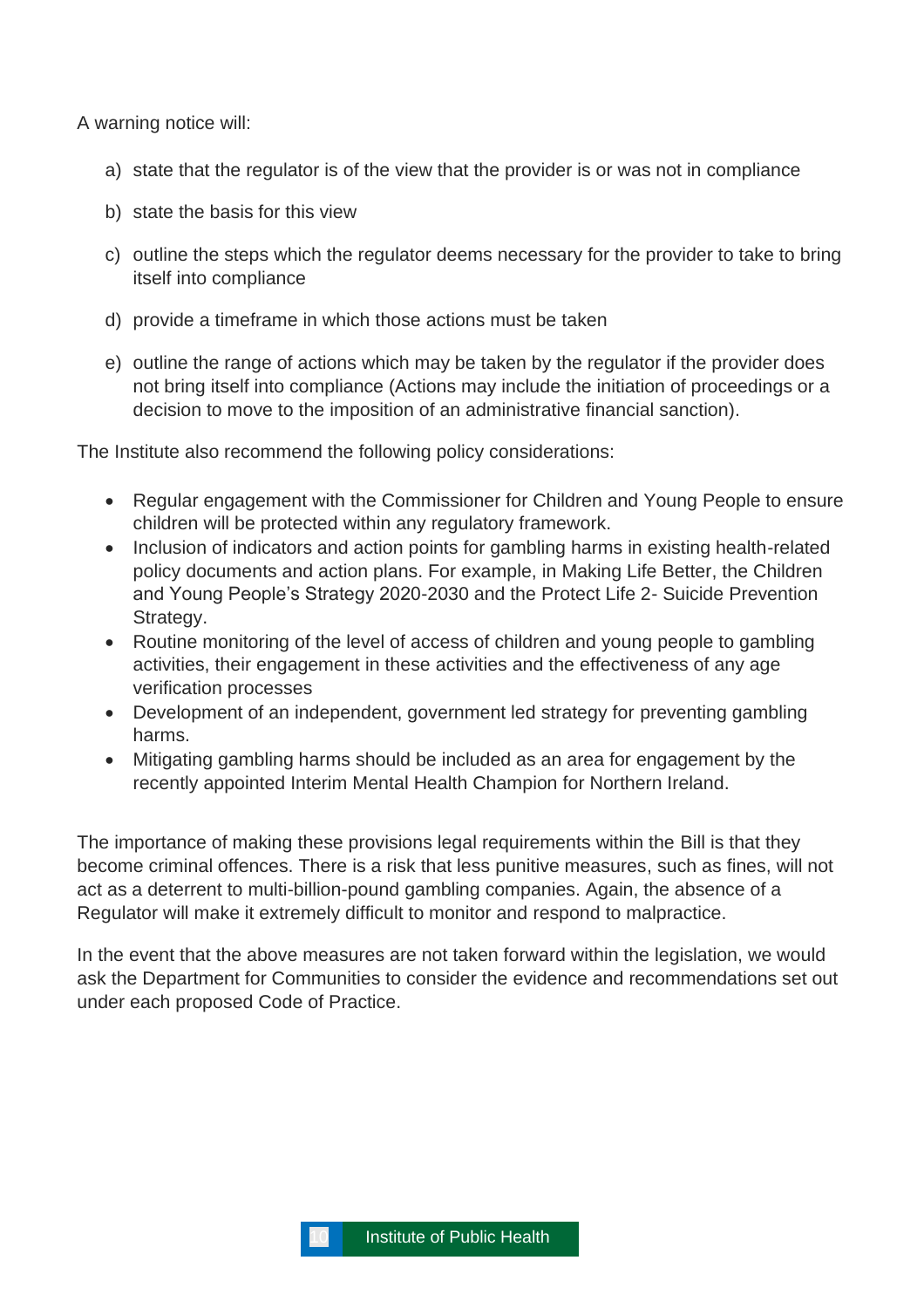A warning notice will:

a) state that the regulator is of the view that the provider is or was not in compliance

b) state the basis for this view

c) outline the steps which the regulator deems necessary for the provider to take to bring itself into compliance

d) provide a timeframe in which those actions must be taken

e) outline the range of actions which may be taken by the regulator if the provider does not bring itself into compliance (Actions may include the initiation of proceedings or a decision to move to the imposition of an administrative financial sanction).

The Institute also recommend the following policy considerations:

- Regular engagement with the Commissioner for Children and Young People to ensure children will be protected within any regulatory framework.
- Inclusion of indicators and action points for gambling harms in existing health-related policy documents and action plans. For example, in Making Life Better, the Children and Young People's Strategy 2020-2030 and the Protect Life 2- Suicide Prevention Strategy.
- Routine monitoring of the level of access of children and young people to gambling activities, their engagement in these activities and the effectiveness of any age verification processes
- Development of an independent, government led strategy for preventing gambling harms.
- Mitigating gambling harms should be included as an area for engagement by the recently appointed Interim Mental Health Champion for Northern Ireland.

The importance of making these provisions legal requirements within the Bill is that they become criminal offences. There is a risk that less punitive measures, such as fines, will not act as a deterrent to multi-billion-pound gambling companies. Again, the absence of a Regulator will make it extremely difficult to monitor and respond to malpractice.

In the event that the above measures are not taken forward within the legislation, we would ask the Department for Communities to consider the evidence and recommendations set out under each proposed Code of Practice.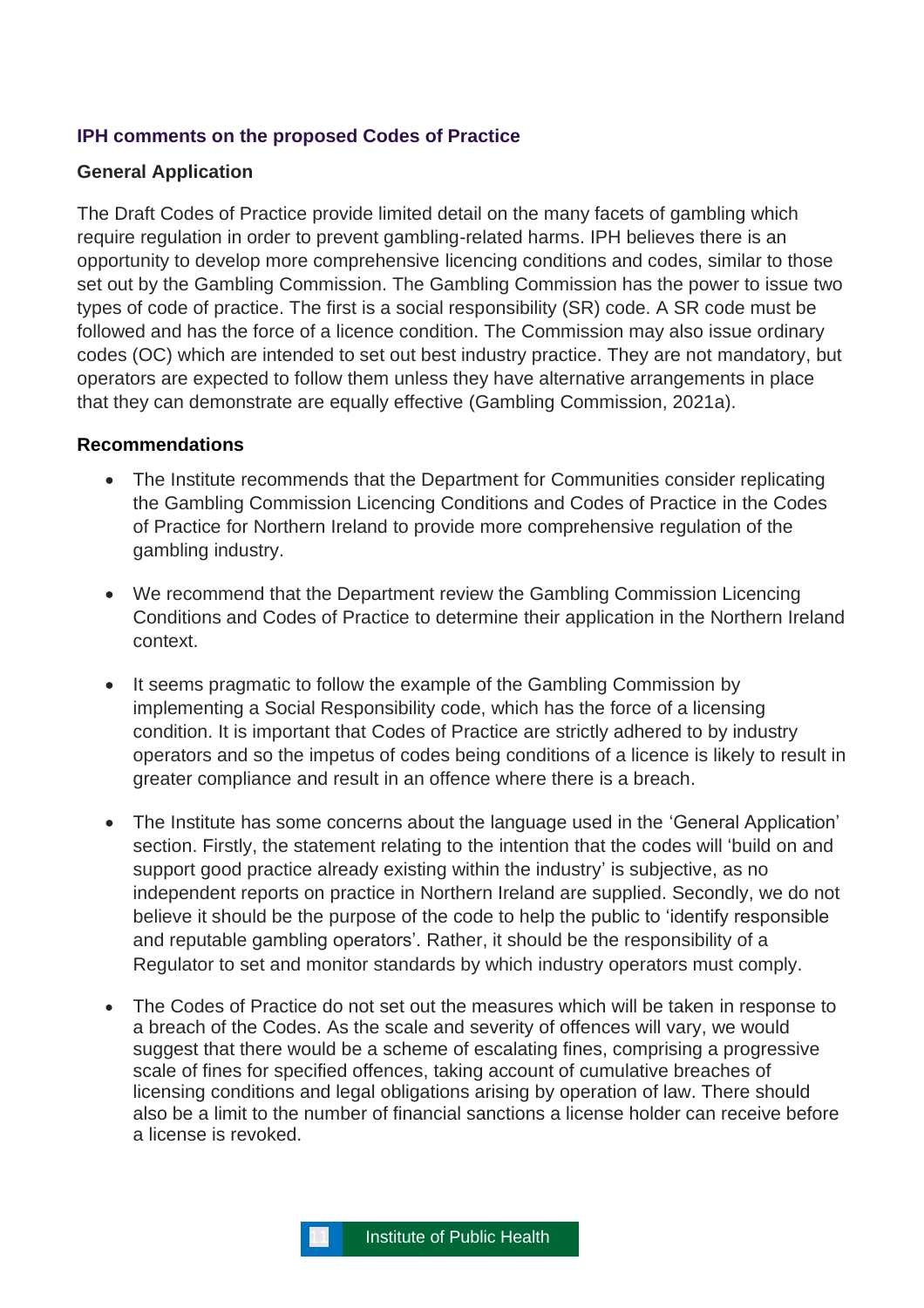## IPH comments on the proposed Codes of Practice

### General Application

The Draft Codes of Practice provide limited detail on the many facets of gambling which require regulation in order to prevent gambling-related harms. IPH believes there is an opportunity to develop more comprehensive licencing conditions and codes, similar to those set out by the Gambling Commission. The Gambling Commission has the power to issue two types of code of practice. The first is a social responsibility (SR) code. A SR code must be followed and has the force of a licence condition. The Commission may also issue ordinary codes (OC) which are intended to set out best industry practice. They are not mandatory, but operators are expected to follow them unless they have alternative arrangements in place that they can demonstrate are equally effective (Gambling Commission, 2021a).

### Recommendations

- The Institute recommends that the Department for Communities consider replicating the Gambling Commission Licencing Conditions and Codes of Practice in the Codes of Practice for Northern Ireland to provide more comprehensive regulation of the gambling industry.

- We recommend that the Department review the Gambling Commission Licencing Conditions and Codes of Practice to determine their application in the Northern Ireland context.

- It seems pragmatic to follow the example of the Gambling Commission by implementing a Social Responsibility code, which has the force of a licensing condition. It is important that Codes of Practice are strictly adhered to by industry operators and so the impetus of codes being conditions of a licence is likely to result in greater compliance and result in an offence where there is a breach.

- The Institute has some concerns about the language used in the 'General Application' section. Firstly, the statement relating to the intention that the codes will 'build on and support good practice already existing within the industry' is subjective, as no independent reports on practice in Northern Ireland are supplied. Secondly, we do not believe it should be the purpose of the code to help the public to 'identify responsible and reputable gambling operators'. Rather, it should be the responsibility of a Regulator to set and monitor standards by which industry operators must comply.

- The Codes of Practice do not set out the measures which will be taken in response to a breach of the Codes. As the scale and severity of offences will vary, we would suggest that there would be a scheme of escalating fines, comprising a progressive scale of fines for specified offences, taking account of cumulative breaches of licensing conditions and legal obligations arising by operation of law. There should also be a limit to the number of financial sanctions a license holder can receive before a license is revoked.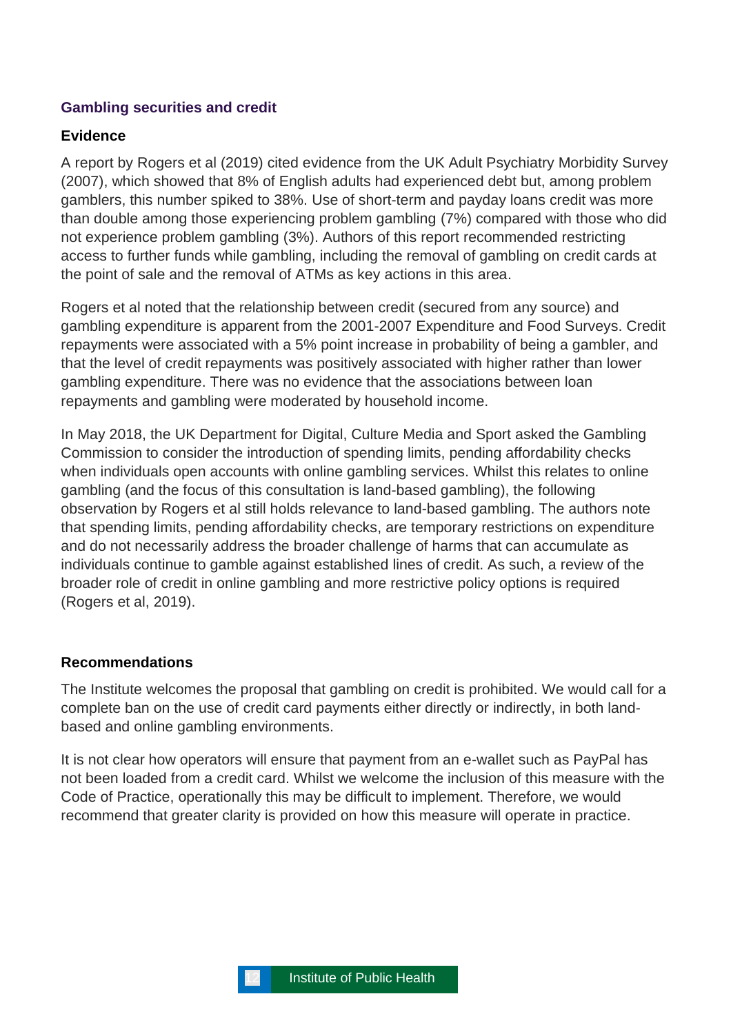## Gambling securities and credit

### Evidence

A report by Rogers et al (2019) cited evidence from the UK Adult Psychiatry Morbidity Survey (2007), which showed that 8% of English adults had experienced debt but, among problem gamblers, this number spiked to 38%. Use of short-term and payday loans credit was more than double among those experiencing problem gambling (7%) compared with those who did not experience problem gambling (3%). Authors of this report recommended restricting access to further funds while gambling, including the removal of gambling on credit cards at the point of sale and the removal of ATMs as key actions in this area.

Rogers et al noted that the relationship between credit (secured from any source) and gambling expenditure is apparent from the 2001-2007 Expenditure and Food Surveys. Credit repayments were associated with a 5% point increase in probability of being a gambler, and that the level of credit repayments was positively associated with higher rather than lower gambling expenditure. There was no evidence that the associations between loan repayments and gambling were moderated by household income.

In May 2018, the UK Department for Digital, Culture Media and Sport asked the Gambling Commission to consider the introduction of spending limits, pending affordability checks when individuals open accounts with online gambling services. Whilst this relates to online gambling (and the focus of this consultation is land-based gambling), the following observation by Rogers et al still holds relevance to land-based gambling. The authors note that spending limits, pending affordability checks, are temporary restrictions on expenditure and do not necessarily address the broader challenge of harms that can accumulate as individuals continue to gamble against established lines of credit. As such, a review of the broader role of credit in online gambling and more restrictive policy options is required (Rogers et al, 2019).

### Recommendations

The Institute welcomes the proposal that gambling on credit is prohibited. We would call for a complete ban on the use of credit card payments either directly or indirectly, in both land-based and online gambling environments.

It is not clear how operators will ensure that payment from an e-wallet such as PayPal has not been loaded from a credit card. Whilst we welcome the inclusion of this measure with the Code of Practice, operationally this may be difficult to implement. Therefore, we would recommend that greater clarity is provided on how this measure will operate in practice.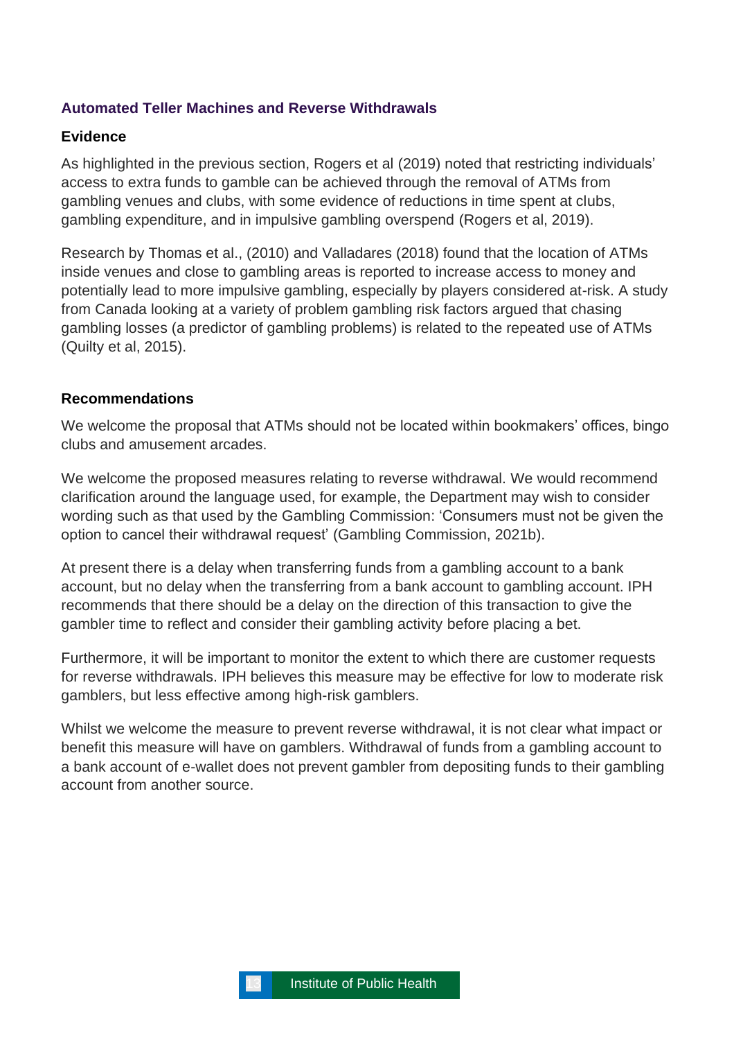### Automated Teller Machines and Reverse Withdrawals

#### Evidence

As highlighted in the previous section, Rogers et al (2019) noted that restricting individuals' access to extra funds to gamble can be achieved through the removal of ATMs from gambling venues and clubs, with some evidence of reductions in time spent at clubs, gambling expenditure, and in impulsive gambling overspend (Rogers et al, 2019).

Research by Thomas et al., (2010) and Valladares (2018) found that the location of ATMs inside venues and close to gambling areas is reported to increase access to money and potentially lead to more impulsive gambling, especially by players considered at-risk. A study from Canada looking at a variety of problem gambling risk factors argued that chasing gambling losses (a predictor of gambling problems) is related to the repeated use of ATMs (Quilty et al, 2015).

#### Recommendations

We welcome the proposal that ATMs should not be located within bookmakers' offices, bingo clubs and amusement arcades.

We welcome the proposed measures relating to reverse withdrawal. We would recommend clarification around the language used, for example, the Department may wish to consider wording such as that used by the Gambling Commission: 'Consumers must not be given the option to cancel their withdrawal request' (Gambling Commission, 2021b).

At present there is a delay when transferring funds from a gambling account to a bank account, but no delay when the transferring from a bank account to gambling account. IPH recommends that there should be a delay on the direction of this transaction to give the gambler time to reflect and consider their gambling activity before placing a bet.

Furthermore, it will be important to monitor the extent to which there are customer requests for reverse withdrawals. IPH believes this measure may be effective for low to moderate risk gamblers, but less effective among high-risk gamblers.

Whilst we welcome the measure to prevent reverse withdrawal, it is not clear what impact or benefit this measure will have on gamblers. Withdrawal of funds from a gambling account to a bank account of e-wallet does not prevent gambler from depositing funds to their gambling account from another source.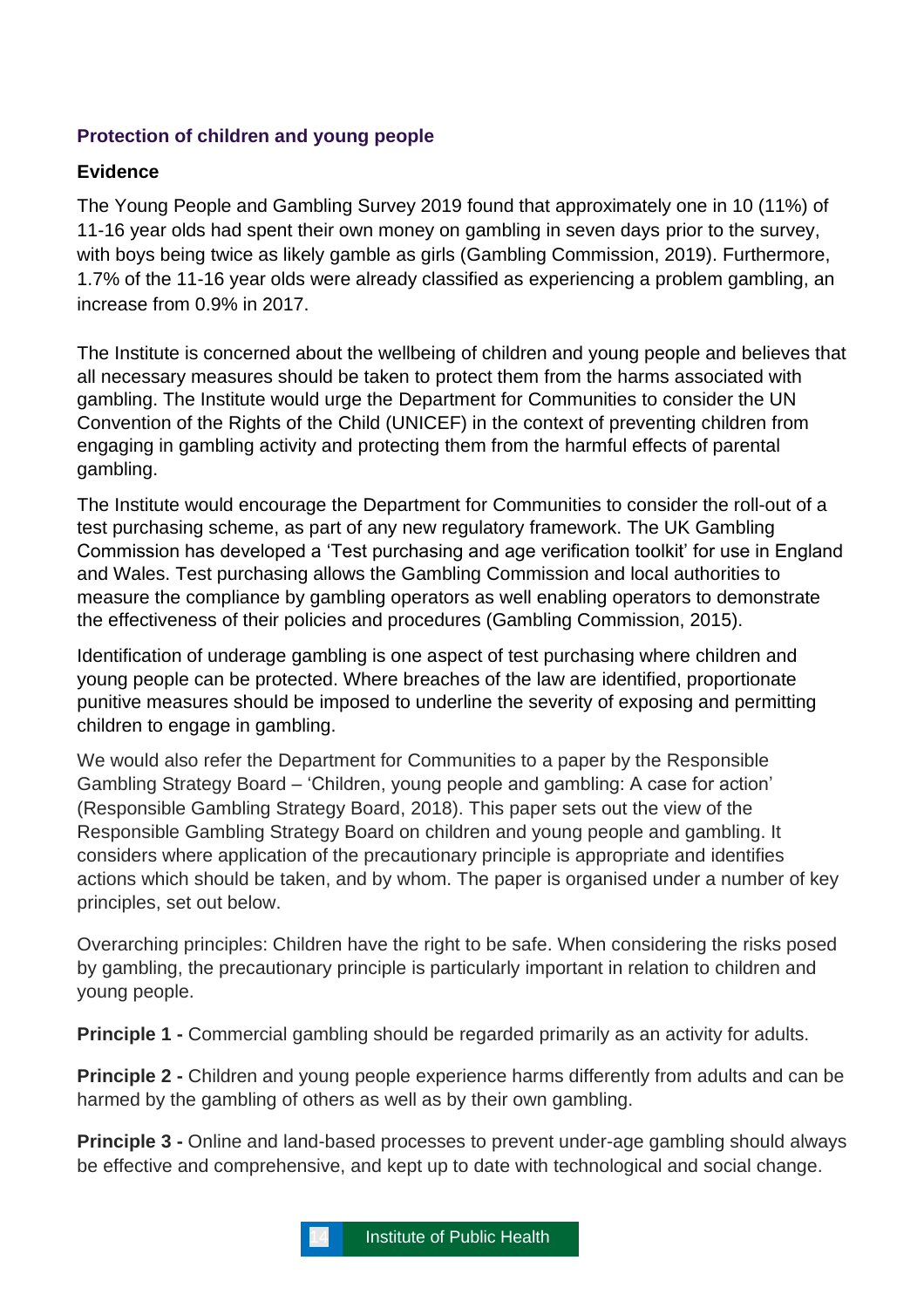## Protection of children and young people

### Evidence

The Young People and Gambling Survey 2019 found that approximately one in 10 (11%) of 11-16 year olds had spent their own money on gambling in seven days prior to the survey, with boys being twice as likely gamble as girls (Gambling Commission, 2019). Furthermore, 1.7% of the 11-16 year olds were already classified as experiencing a problem gambling, an increase from 0.9% in 2017.

The Institute is concerned about the wellbeing of children and young people and believes that all necessary measures should be taken to protect them from the harms associated with gambling. The Institute would urge the Department for Communities to consider the UN Convention of the Rights of the Child (UNICEF) in the context of preventing children from engaging in gambling activity and protecting them from the harmful effects of parental gambling.

The Institute would encourage the Department for Communities to consider the roll-out of a test purchasing scheme, as part of any new regulatory framework. The UK Gambling Commission has developed a 'Test purchasing and age verification toolkit' for use in England and Wales. Test purchasing allows the Gambling Commission and local authorities to measure the compliance by gambling operators as well enabling operators to demonstrate the effectiveness of their policies and procedures (Gambling Commission, 2015).

Identification of underage gambling is one aspect of test purchasing where children and young people can be protected. Where breaches of the law are identified, proportionate punitive measures should be imposed to underline the severity of exposing and permitting children to engage in gambling.

We would also refer the Department for Communities to a paper by the Responsible Gambling Strategy Board – 'Children, young people and gambling: A case for action' (Responsible Gambling Strategy Board, 2018). This paper sets out the view of the Responsible Gambling Strategy Board on children and young people and gambling. It considers where application of the precautionary principle is appropriate and identifies actions which should be taken, and by whom. The paper is organised under a number of key principles, set out below.

Overarching principles: Children have the right to be safe. When considering the risks posed by gambling, the precautionary principle is particularly important in relation to children and young people.

**Principle 1 -** Commercial gambling should be regarded primarily as an activity for adults.

**Principle 2 -** Children and young people experience harms differently from adults and can be harmed by the gambling of others as well as by their own gambling.

**Principle 3 -** Online and land-based processes to prevent under-age gambling should always be effective and comprehensive, and kept up to date with technological and social change.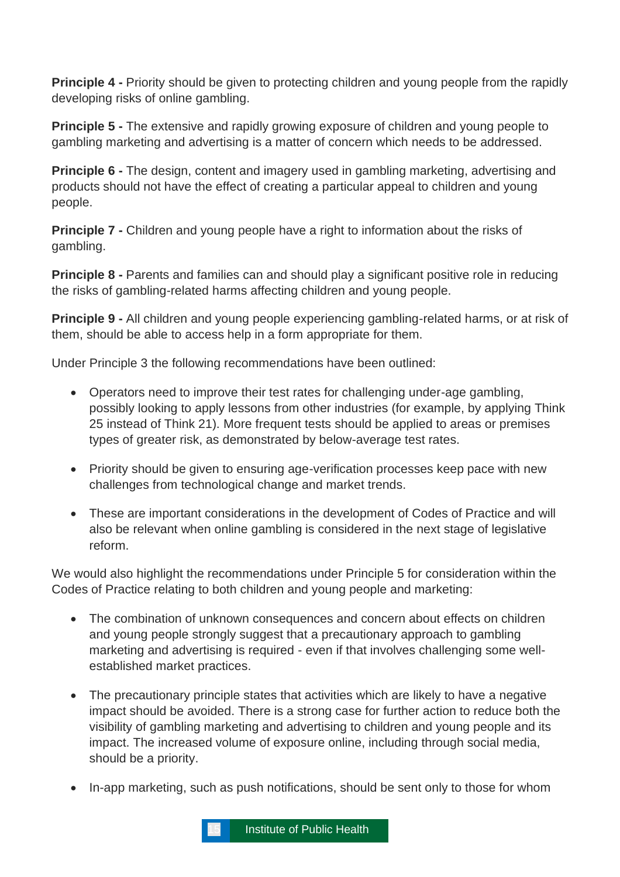**Principle 4 -** Priority should be given to protecting children and young people from the rapidly developing risks of online gambling.

**Principle 5 -** The extensive and rapidly growing exposure of children and young people to gambling marketing and advertising is a matter of concern which needs to be addressed.

**Principle 6 -** The design, content and imagery used in gambling marketing, advertising and products should not have the effect of creating a particular appeal to children and young people.

**Principle 7 -** Children and young people have a right to information about the risks of gambling.

**Principle 8 -** Parents and families can and should play a significant positive role in reducing the risks of gambling-related harms affecting children and young people.

**Principle 9 -** All children and young people experiencing gambling-related harms, or at risk of them, should be able to access help in a form appropriate for them.

Under Principle 3 the following recommendations have been outlined:

- Operators need to improve their test rates for challenging under-age gambling, possibly looking to apply lessons from other industries (for example, by applying Think 25 instead of Think 21). More frequent tests should be applied to areas or premises types of greater risk, as demonstrated by below-average test rates.
- Priority should be given to ensuring age-verification processes keep pace with new challenges from technological change and market trends.
- These are important considerations in the development of Codes of Practice and will also be relevant when online gambling is considered in the next stage of legislative reform.

We would also highlight the recommendations under Principle 5 for consideration within the Codes of Practice relating to both children and young people and marketing:

- The combination of unknown consequences and concern about effects on children and young people strongly suggest that a precautionary approach to gambling marketing and advertising is required - even if that involves challenging some well-established market practices.
- The precautionary principle states that activities which are likely to have a negative impact should be avoided. There is a strong case for further action to reduce both the visibility of gambling marketing and advertising to children and young people and its impact. The increased volume of exposure online, including through social media, should be a priority.
- In-app marketing, such as push notifications, should be sent only to those for whom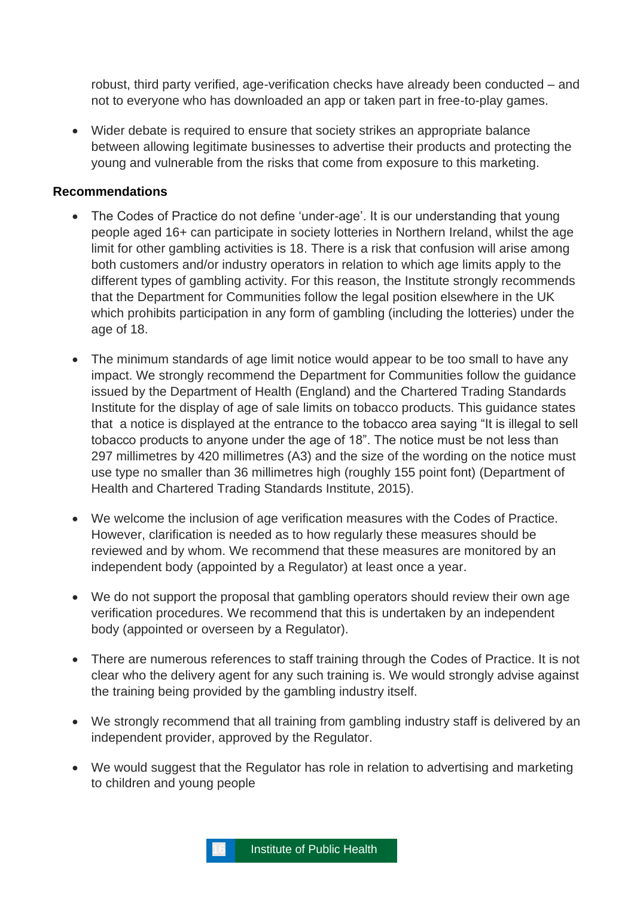robust, third party verified, age-verification checks have already been conducted – and not to everyone who has downloaded an app or taken part in free-to-play games.

- Wider debate is required to ensure that society strikes an appropriate balance between allowing legitimate businesses to advertise their products and protecting the young and vulnerable from the risks that come from exposure to this marketing.

**Recommendations**

- The Codes of Practice do not define 'under-age'. It is our understanding that young people aged 16+ can participate in society lotteries in Northern Ireland, whilst the age limit for other gambling activities is 18. There is a risk that confusion will arise among both customers and/or industry operators in relation to which age limits apply to the different types of gambling activity. For this reason, the Institute strongly recommends that the Department for Communities follow the legal position elsewhere in the UK which prohibits participation in any form of gambling (including the lotteries) under the age of 18.

- The minimum standards of age limit notice would appear to be too small to have any impact. We strongly recommend the Department for Communities follow the guidance issued by the Department of Health (England) and the Chartered Trading Standards Institute for the display of age of sale limits on tobacco products. This guidance states that a notice is displayed at the entrance to the tobacco area saying "It is illegal to sell tobacco products to anyone under the age of 18". The notice must be not less than 297 millimetres by 420 millimetres (A3) and the size of the wording on the notice must use type no smaller than 36 millimetres high (roughly 155 point font) (Department of Health and Chartered Trading Standards Institute, 2015).

- We welcome the inclusion of age verification measures with the Codes of Practice. However, clarification is needed as to how regularly these measures should be reviewed and by whom. We recommend that these measures are monitored by an independent body (appointed by a Regulator) at least once a year.

- We do not support the proposal that gambling operators should review their own age verification procedures. We recommend that this is undertaken by an independent body (appointed or overseen by a Regulator).

- There are numerous references to staff training through the Codes of Practice. It is not clear who the delivery agent for any such training is. We would strongly advise against the training being provided by the gambling industry itself.

- We strongly recommend that all training from gambling industry staff is delivered by an independent provider, approved by the Regulator.

- We would suggest that the Regulator has role in relation to advertising and marketing to children and young people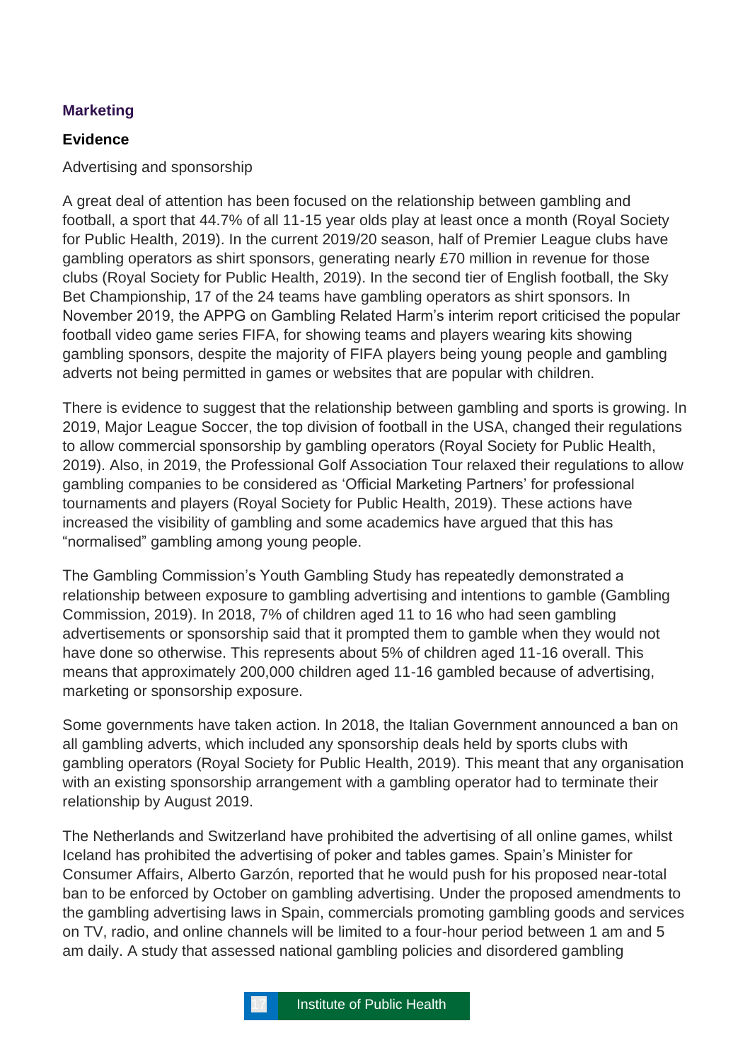## Marketing

### Evidence

Advertising and sponsorship

A great deal of attention has been focused on the relationship between gambling and football, a sport that 44.7% of all 11-15 year olds play at least once a month (Royal Society for Public Health, 2019). In the current 2019/20 season, half of Premier League clubs have gambling operators as shirt sponsors, generating nearly £70 million in revenue for those clubs (Royal Society for Public Health, 2019). In the second tier of English football, the Sky Bet Championship, 17 of the 24 teams have gambling operators as shirt sponsors. In November 2019, the APPG on Gambling Related Harm's interim report criticised the popular football video game series FIFA, for showing teams and players wearing kits showing gambling sponsors, despite the majority of FIFA players being young people and gambling adverts not being permitted in games or websites that are popular with children.

There is evidence to suggest that the relationship between gambling and sports is growing. In 2019, Major League Soccer, the top division of football in the USA, changed their regulations to allow commercial sponsorship by gambling operators (Royal Society for Public Health, 2019). Also, in 2019, the Professional Golf Association Tour relaxed their regulations to allow gambling companies to be considered as 'Official Marketing Partners' for professional tournaments and players (Royal Society for Public Health, 2019). These actions have increased the visibility of gambling and some academics have argued that this has "normalised" gambling among young people.

The Gambling Commission's Youth Gambling Study has repeatedly demonstrated a relationship between exposure to gambling advertising and intentions to gamble (Gambling Commission, 2019). In 2018, 7% of children aged 11 to 16 who had seen gambling advertisements or sponsorship said that it prompted them to gamble when they would not have done so otherwise. This represents about 5% of children aged 11-16 overall. This means that approximately 200,000 children aged 11-16 gambled because of advertising, marketing or sponsorship exposure.

Some governments have taken action. In 2018, the Italian Government announced a ban on all gambling adverts, which included any sponsorship deals held by sports clubs with gambling operators (Royal Society for Public Health, 2019). This meant that any organisation with an existing sponsorship arrangement with a gambling operator had to terminate their relationship by August 2019.

The Netherlands and Switzerland have prohibited the advertising of all online games, whilst Iceland has prohibited the advertising of poker and tables games. Spain's Minister for Consumer Affairs, Alberto Garzón, reported that he would push for his proposed near-total ban to be enforced by October on gambling advertising. Under the proposed amendments to the gambling advertising laws in Spain, commercials promoting gambling goods and services on TV, radio, and online channels will be limited to a four-hour period between 1 am and 5 am daily. A study that assessed national gambling policies and disordered gambling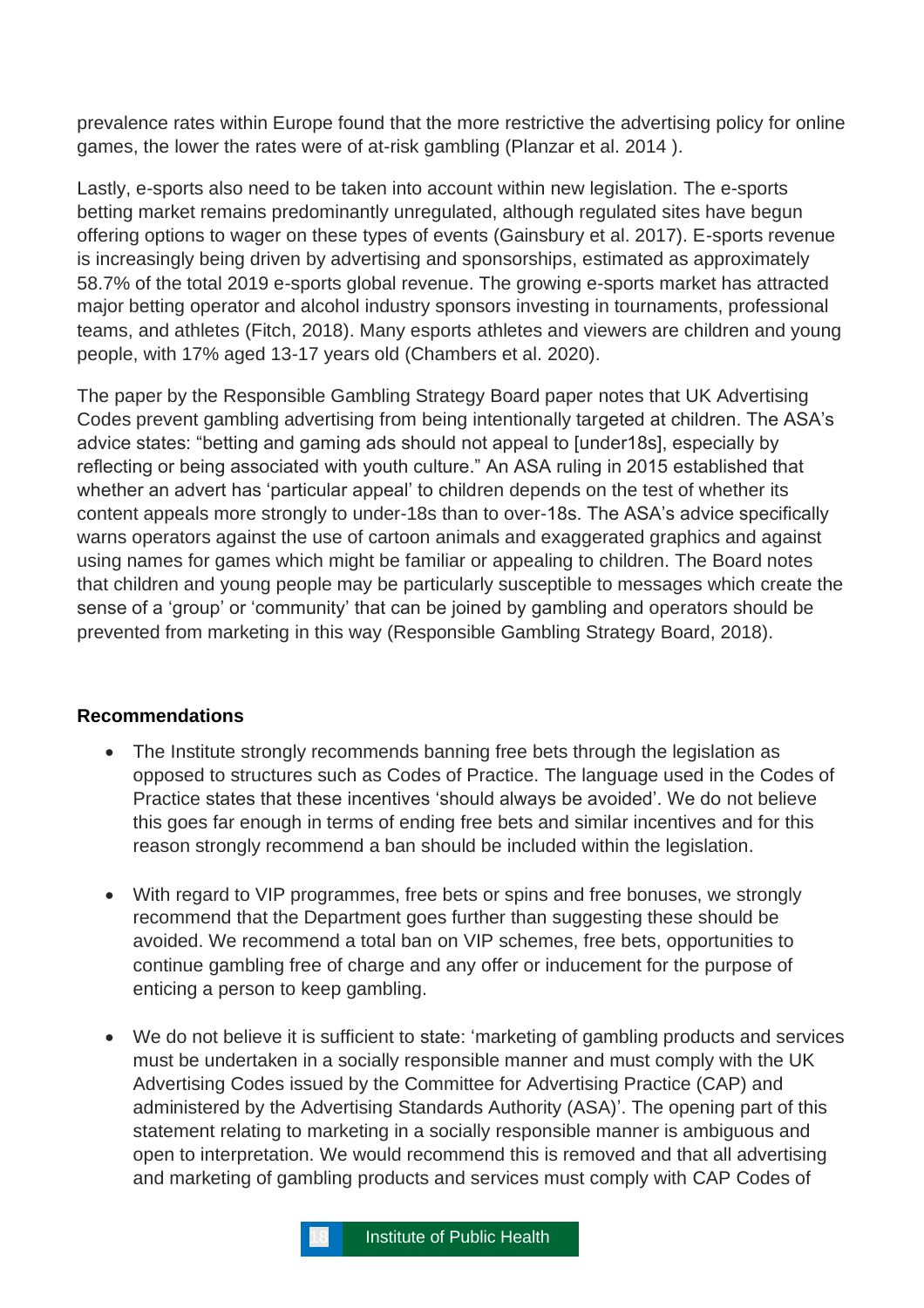prevalence rates within Europe found that the more restrictive the advertising policy for online games, the lower the rates were of at-risk gambling (Planzar et al. 2014 ).

Lastly, e-sports also need to be taken into account within new legislation. The e-sports betting market remains predominantly unregulated, although regulated sites have begun offering options to wager on these types of events (Gainsbury et al. 2017). E-sports revenue is increasingly being driven by advertising and sponsorships, estimated as approximately 58.7% of the total 2019 e-sports global revenue. The growing e-sports market has attracted major betting operator and alcohol industry sponsors investing in tournaments, professional teams, and athletes (Fitch, 2018). Many esports athletes and viewers are children and young people, with 17% aged 13-17 years old (Chambers et al. 2020).

The paper by the Responsible Gambling Strategy Board paper notes that UK Advertising Codes prevent gambling advertising from being intentionally targeted at children. The ASA's advice states: "betting and gaming ads should not appeal to [under18s], especially by reflecting or being associated with youth culture." An ASA ruling in 2015 established that whether an advert has 'particular appeal' to children depends on the test of whether its content appeals more strongly to under-18s than to over-18s. The ASA's advice specifically warns operators against the use of cartoon animals and exaggerated graphics and against using names for games which might be familiar or appealing to children. The Board notes that children and young people may be particularly susceptible to messages which create the sense of a 'group' or 'community' that can be joined by gambling and operators should be prevented from marketing in this way (Responsible Gambling Strategy Board, 2018).

**Recommendations**

- The Institute strongly recommends banning free bets through the legislation as opposed to structures such as Codes of Practice. The language used in the Codes of Practice states that these incentives 'should always be avoided'. We do not believe this goes far enough in terms of ending free bets and similar incentives and for this reason strongly recommend a ban should be included within the legislation.

- With regard to VIP programmes, free bets or spins and free bonuses, we strongly recommend that the Department goes further than suggesting these should be avoided. We recommend a total ban on VIP schemes, free bets, opportunities to continue gambling free of charge and any offer or inducement for the purpose of enticing a person to keep gambling.

- We do not believe it is sufficient to state: 'marketing of gambling products and services must be undertaken in a socially responsible manner and must comply with the UK Advertising Codes issued by the Committee for Advertising Practice (CAP) and administered by the Advertising Standards Authority (ASA)'. The opening part of this statement relating to marketing in a socially responsible manner is ambiguous and open to interpretation. We would recommend this is removed and that all advertising and marketing of gambling products and services must comply with CAP Codes of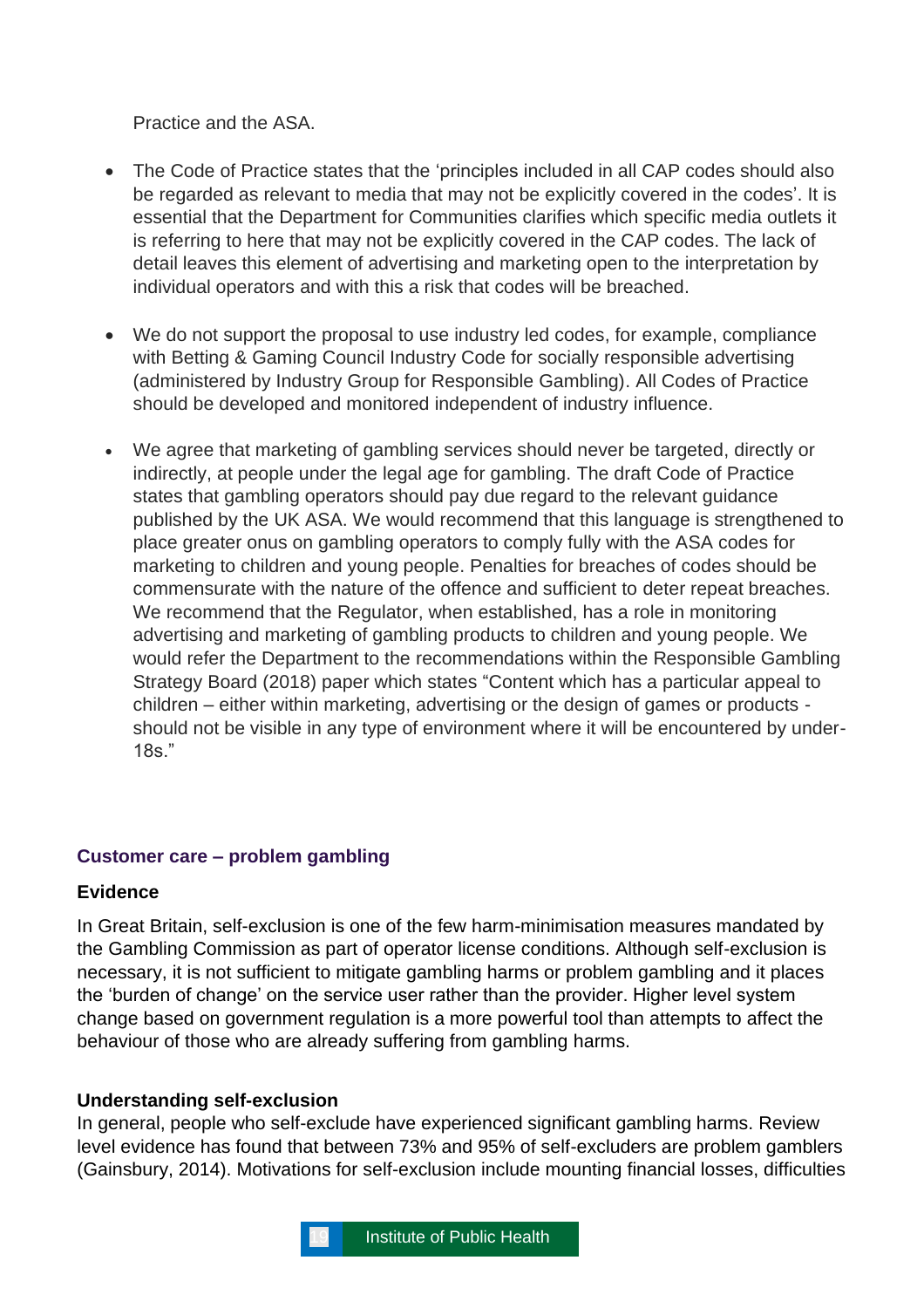Practice and the ASA.

- The Code of Practice states that the 'principles included in all CAP codes should also be regarded as relevant to media that may not be explicitly covered in the codes'. It is essential that the Department for Communities clarifies which specific media outlets it is referring to here that may not be explicitly covered in the CAP codes. The lack of detail leaves this element of advertising and marketing open to the interpretation by individual operators and with this a risk that codes will be breached.

- We do not support the proposal to use industry led codes, for example, compliance with Betting & Gaming Council Industry Code for socially responsible advertising (administered by Industry Group for Responsible Gambling). All Codes of Practice should be developed and monitored independent of industry influence.

- We agree that marketing of gambling services should never be targeted, directly or indirectly, at people under the legal age for gambling. The draft Code of Practice states that gambling operators should pay due regard to the relevant guidance published by the UK ASA. We would recommend that this language is strengthened to place greater onus on gambling operators to comply fully with the ASA codes for marketing to children and young people. Penalties for breaches of codes should be commensurate with the nature of the offence and sufficient to deter repeat breaches. We recommend that the Regulator, when established, has a role in monitoring advertising and marketing of gambling products to children and young people. We would refer the Department to the recommendations within the Responsible Gambling Strategy Board (2018) paper which states "Content which has a particular appeal to children – either within marketing, advertising or the design of games or products - should not be visible in any type of environment where it will be encountered by under-18s."

## Customer care – problem gambling

**Evidence**

In Great Britain, self-exclusion is one of the few harm-minimisation measures mandated by the Gambling Commission as part of operator license conditions. Although self-exclusion is necessary, it is not sufficient to mitigate gambling harms or problem gambling and it places the 'burden of change' on the service user rather than the provider. Higher level system change based on government regulation is a more powerful tool than attempts to affect the behaviour of those who are already suffering from gambling harms.

**Understanding self-exclusion**

In general, people who self-exclude have experienced significant gambling harms. Review level evidence has found that between 73% and 95% of self-excluders are problem gamblers (Gainsbury, 2014). Motivations for self-exclusion include mounting financial losses, difficulties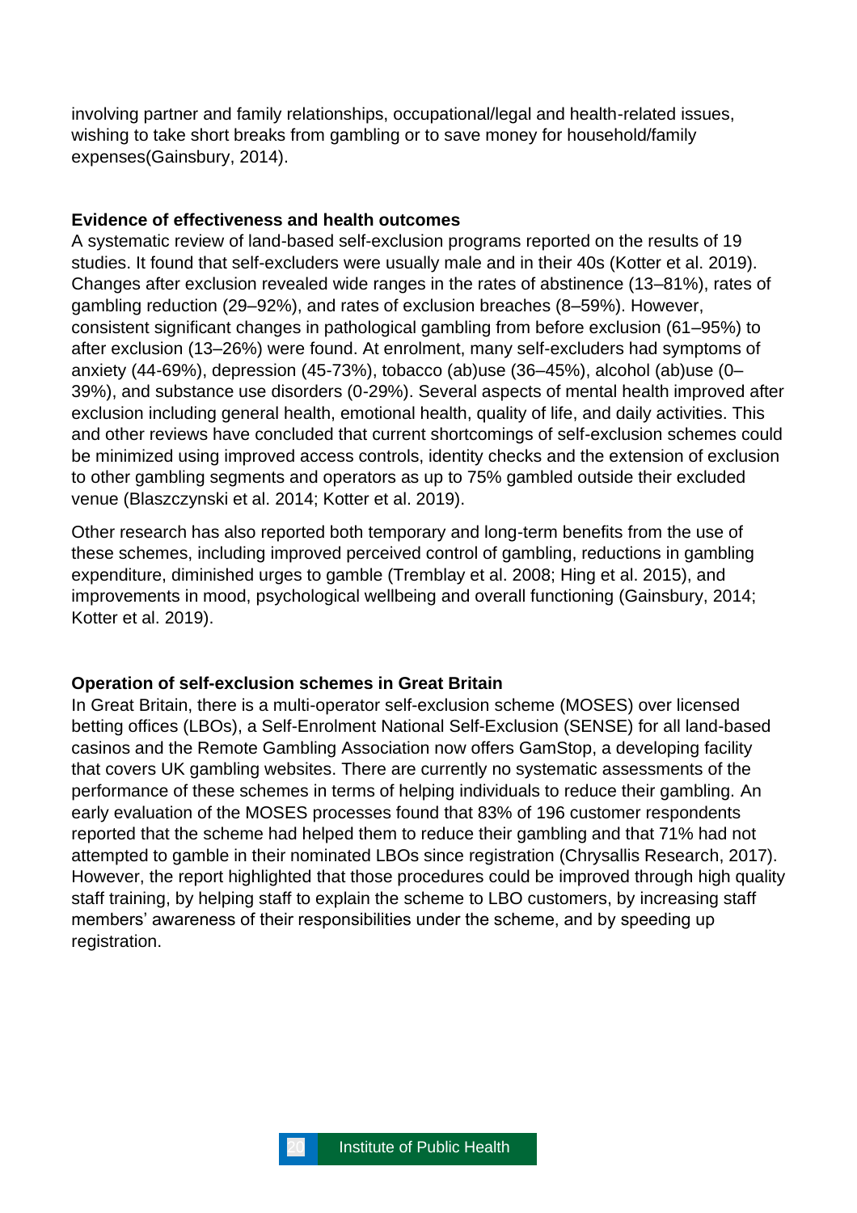involving partner and family relationships, occupational/legal and health-related issues, wishing to take short breaks from gambling or to save money for household/family expenses(Gainsbury, 2014).

**Evidence of effectiveness and health outcomes**

A systematic review of land-based self-exclusion programs reported on the results of 19 studies. It found that self-excluders were usually male and in their 40s (Kotter et al. 2019). Changes after exclusion revealed wide ranges in the rates of abstinence (13–81%), rates of gambling reduction (29–92%), and rates of exclusion breaches (8–59%). However, consistent significant changes in pathological gambling from before exclusion (61–95%) to after exclusion (13–26%) were found. At enrolment, many self-excluders had symptoms of anxiety (44-69%), depression (45-73%), tobacco (ab)use (36–45%), alcohol (ab)use (0–39%), and substance use disorders (0-29%). Several aspects of mental health improved after exclusion including general health, emotional health, quality of life, and daily activities. This and other reviews have concluded that current shortcomings of self-exclusion schemes could be minimized using improved access controls, identity checks and the extension of exclusion to other gambling segments and operators as up to 75% gambled outside their excluded venue (Blaszczynski et al. 2014; Kotter et al. 2019).

Other research has also reported both temporary and long-term benefits from the use of these schemes, including improved perceived control of gambling, reductions in gambling expenditure, diminished urges to gamble (Tremblay et al. 2008; Hing et al. 2015), and improvements in mood, psychological wellbeing and overall functioning (Gainsbury, 2014; Kotter et al. 2019).

**Operation of self-exclusion schemes in Great Britain**

In Great Britain, there is a multi-operator self-exclusion scheme (MOSES) over licensed betting offices (LBOs), a Self-Enrolment National Self-Exclusion (SENSE) for all land-based casinos and the Remote Gambling Association now offers GamStop, a developing facility that covers UK gambling websites. There are currently no systematic assessments of the performance of these schemes in terms of helping individuals to reduce their gambling. An early evaluation of the MOSES processes found that 83% of 196 customer respondents reported that the scheme had helped them to reduce their gambling and that 71% had not attempted to gamble in their nominated LBOs since registration (Chrysallis Research, 2017). However, the report highlighted that those procedures could be improved through high quality staff training, by helping staff to explain the scheme to LBO customers, by increasing staff members' awareness of their responsibilities under the scheme, and by speeding up registration.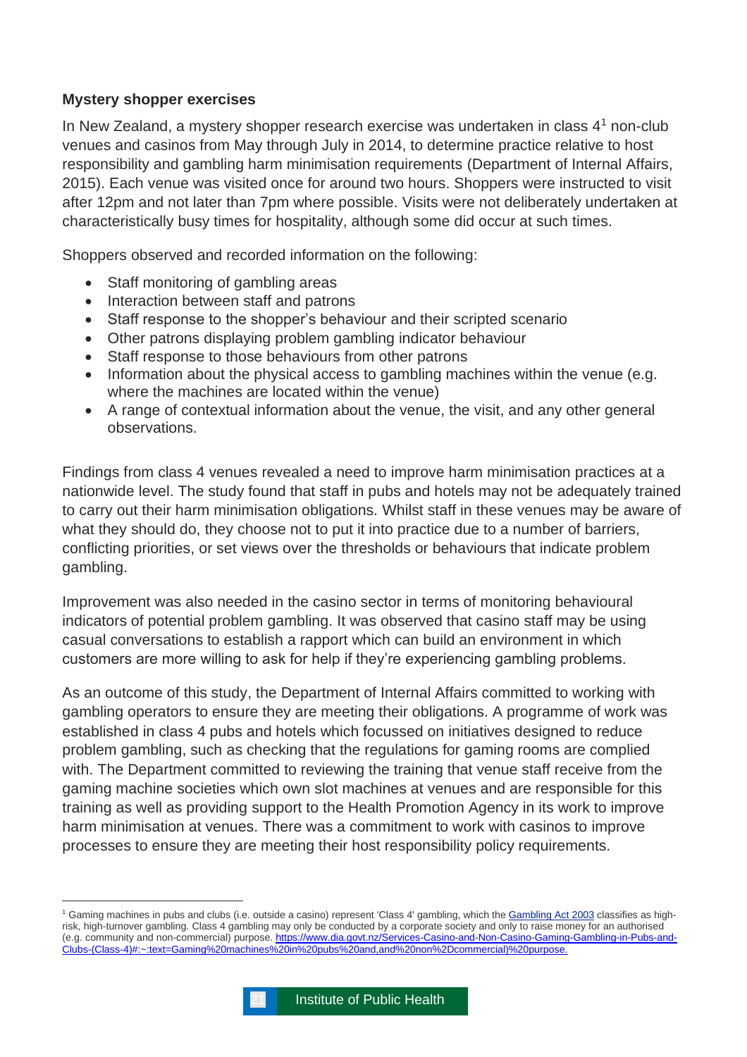**Mystery shopper exercises**

In New Zealand, a mystery shopper research exercise was undertaken in class 4[1] non-club venues and casinos from May through July in 2014, to determine practice relative to host responsibility and gambling harm minimisation requirements (Department of Internal Affairs, 2015). Each venue was visited once for around two hours. Shoppers were instructed to visit after 12pm and not later than 7pm where possible. Visits were not deliberately undertaken at characteristically busy times for hospitality, although some did occur at such times.

Shoppers observed and recorded information on the following:

- Staff monitoring of gambling areas
- Interaction between staff and patrons
- Staff response to the shopper's behaviour and their scripted scenario
- Other patrons displaying problem gambling indicator behaviour
- Staff response to those behaviours from other patrons
- Information about the physical access to gambling machines within the venue (e.g. where the machines are located within the venue)
- A range of contextual information about the venue, the visit, and any other general observations.

Findings from class 4 venues revealed a need to improve harm minimisation practices at a nationwide level. The study found that staff in pubs and hotels may not be adequately trained to carry out their harm minimisation obligations. Whilst staff in these venues may be aware of what they should do, they choose not to put it into practice due to a number of barriers, conflicting priorities, or set views over the thresholds or behaviours that indicate problem gambling.

Improvement was also needed in the casino sector in terms of monitoring behavioural indicators of potential problem gambling. It was observed that casino staff may be using casual conversations to establish a rapport which can build an environment in which customers are more willing to ask for help if they're experiencing gambling problems.

As an outcome of this study, the Department of Internal Affairs committed to working with gambling operators to ensure they are meeting their obligations. A programme of work was established in class 4 pubs and hotels which focussed on initiatives designed to reduce problem gambling, such as checking that the regulations for gaming rooms are complied with. The Department committed to reviewing the training that venue staff receive from the gaming machine societies which own slot machines at venues and are responsible for this training as well as providing support to the Health Promotion Agency in its work to improve harm minimisation at venues. There was a commitment to work with casinos to improve processes to ensure they are meeting their host responsibility policy requirements.

---

[1] Gaming machines in pubs and clubs (i.e. outside a casino) represent 'Class 4' gambling, which the Gambling Act 2003 classifies as high-risk, high-turnover gambling. Class 4 gambling may only be conducted by a corporate society and only to raise money for an authorised (e.g. community and non-commercial) purpose. https://www.dia.govt.nz/Services-Casino-and-Non-Casino-Gaming-Gambling-in-Pubs-and-Clubs-(Class-4)#:~:text=Gaming%20machines%20in%20pubs%20and,and%20non%2Dcommercial)%20purpose.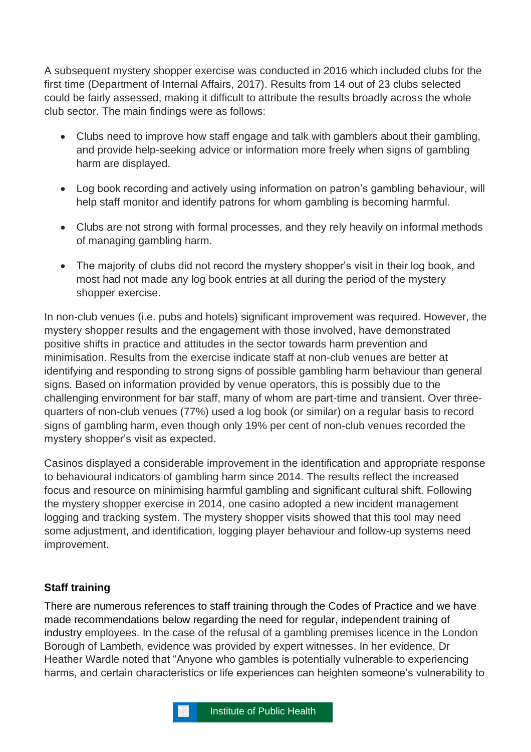A subsequent mystery shopper exercise was conducted in 2016 which included clubs for the first time (Department of Internal Affairs, 2017). Results from 14 out of 23 clubs selected could be fairly assessed, making it difficult to attribute the results broadly across the whole club sector. The main findings were as follows:

- Clubs need to improve how staff engage and talk with gamblers about their gambling, and provide help-seeking advice or information more freely when signs of gambling harm are displayed.
- Log book recording and actively using information on patron's gambling behaviour, will help staff monitor and identify patrons for whom gambling is becoming harmful.
- Clubs are not strong with formal processes, and they rely heavily on informal methods of managing gambling harm.
- The majority of clubs did not record the mystery shopper's visit in their log book, and most had not made any log book entries at all during the period of the mystery shopper exercise.

In non-club venues (i.e. pubs and hotels) significant improvement was required. However, the mystery shopper results and the engagement with those involved, have demonstrated positive shifts in practice and attitudes in the sector towards harm prevention and minimisation. Results from the exercise indicate staff at non-club venues are better at identifying and responding to strong signs of possible gambling harm behaviour than general signs. Based on information provided by venue operators, this is possibly due to the challenging environment for bar staff, many of whom are part-time and transient. Over three-quarters of non-club venues (77%) used a log book (or similar) on a regular basis to record signs of gambling harm, even though only 19% per cent of non-club venues recorded the mystery shopper's visit as expected.

Casinos displayed a considerable improvement in the identification and appropriate response to behavioural indicators of gambling harm since 2014. The results reflect the increased focus and resource on minimising harmful gambling and significant cultural shift. Following the mystery shopper exercise in 2014, one casino adopted a new incident management logging and tracking system. The mystery shopper visits showed that this tool may need some adjustment, and identification, logging player behaviour and follow-up systems need improvement.

### Staff training

There are numerous references to staff training through the Codes of Practice and we have made recommendations below regarding the need for regular, independent training of industry employees. In the case of the refusal of a gambling premises licence in the London Borough of Lambeth, evidence was provided by expert witnesses. In her evidence, Dr Heather Wardle noted that "Anyone who gambles is potentially vulnerable to experiencing harms, and certain characteristics or life experiences can heighten someone's vulnerability to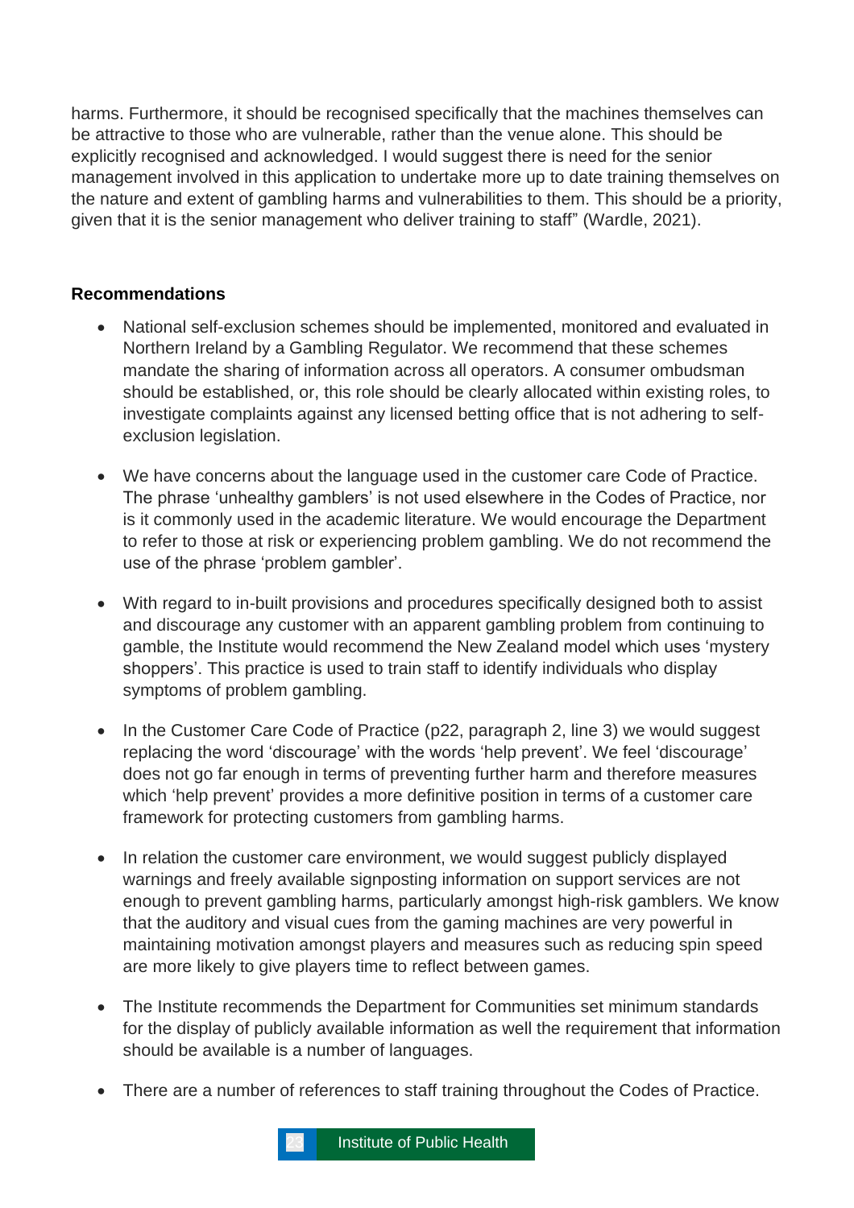harms. Furthermore, it should be recognised specifically that the machines themselves can be attractive to those who are vulnerable, rather than the venue alone. This should be explicitly recognised and acknowledged. I would suggest there is need for the senior management involved in this application to undertake more up to date training themselves on the nature and extent of gambling harms and vulnerabilities to them. This should be a priority, given that it is the senior management who deliver training to staff" (Wardle, 2021).

**Recommendations**

- National self-exclusion schemes should be implemented, monitored and evaluated in Northern Ireland by a Gambling Regulator. We recommend that these schemes mandate the sharing of information across all operators. A consumer ombudsman should be established, or, this role should be clearly allocated within existing roles, to investigate complaints against any licensed betting office that is not adhering to self-exclusion legislation.

- We have concerns about the language used in the customer care Code of Practice. The phrase 'unhealthy gamblers' is not used elsewhere in the Codes of Practice, nor is it commonly used in the academic literature. We would encourage the Department to refer to those at risk or experiencing problem gambling. We do not recommend the use of the phrase 'problem gambler'.

- With regard to in-built provisions and procedures specifically designed both to assist and discourage any customer with an apparent gambling problem from continuing to gamble, the Institute would recommend the New Zealand model which uses 'mystery shoppers'. This practice is used to train staff to identify individuals who display symptoms of problem gambling.

- In the Customer Care Code of Practice (p22, paragraph 2, line 3) we would suggest replacing the word 'discourage' with the words 'help prevent'. We feel 'discourage' does not go far enough in terms of preventing further harm and therefore measures which 'help prevent' provides a more definitive position in terms of a customer care framework for protecting customers from gambling harms.

- In relation the customer care environment, we would suggest publicly displayed warnings and freely available signposting information on support services are not enough to prevent gambling harms, particularly amongst high-risk gamblers. We know that the auditory and visual cues from the gaming machines are very powerful in maintaining motivation amongst players and measures such as reducing spin speed are more likely to give players time to reflect between games.

- The Institute recommends the Department for Communities set minimum standards for the display of publicly available information as well the requirement that information should be available is a number of languages.

- There are a number of references to staff training throughout the Codes of Practice.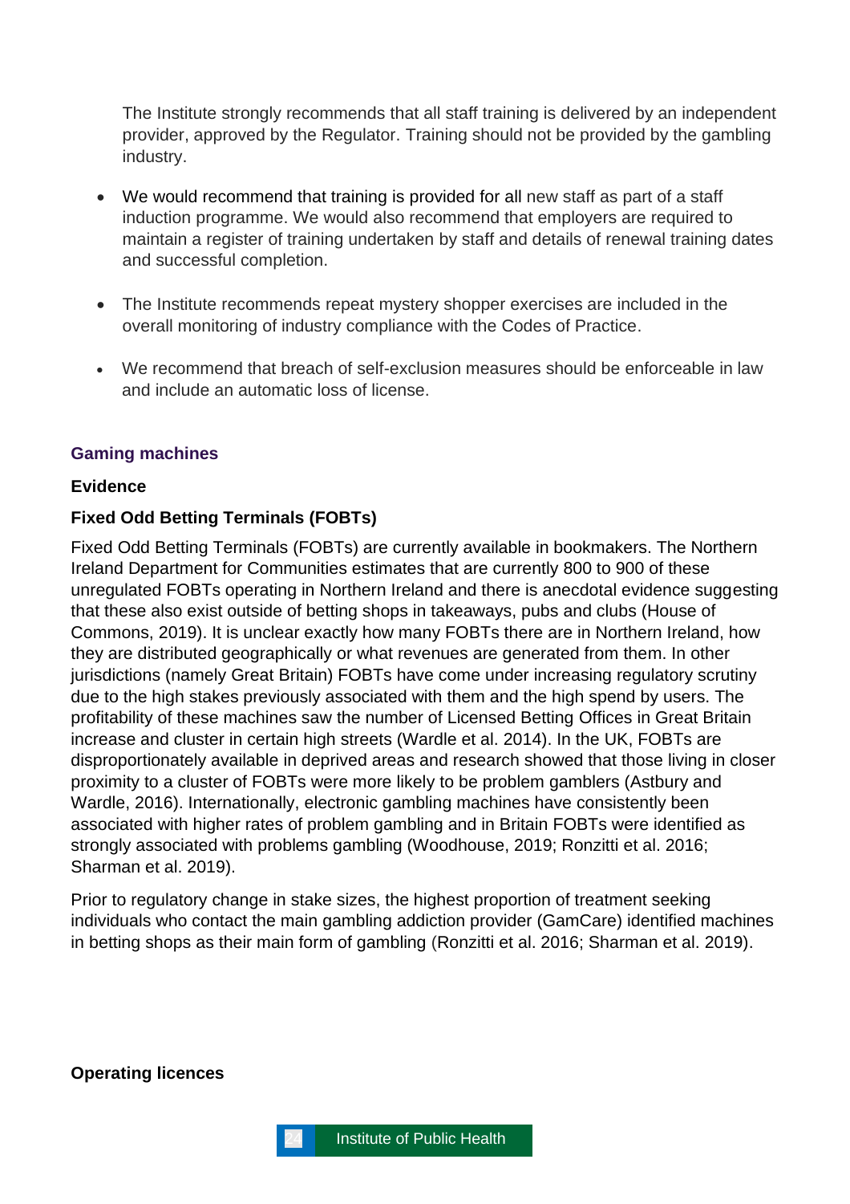The Institute strongly recommends that all staff training is delivered by an independent provider, approved by the Regulator. Training should not be provided by the gambling industry.

- We would recommend that training is provided for all new staff as part of a staff induction programme. We would also recommend that employers are required to maintain a register of training undertaken by staff and details of renewal training dates and successful completion.

- The Institute recommends repeat mystery shopper exercises are included in the overall monitoring of industry compliance with the Codes of Practice.

- We recommend that breach of self-exclusion measures should be enforceable in law and include an automatic loss of license.

## Gaming machines

### Evidence

### Fixed Odd Betting Terminals (FOBTs)

Fixed Odd Betting Terminals (FOBTs) are currently available in bookmakers. The Northern Ireland Department for Communities estimates that are currently 800 to 900 of these unregulated FOBTs operating in Northern Ireland and there is anecdotal evidence suggesting that these also exist outside of betting shops in takeaways, pubs and clubs (House of Commons, 2019). It is unclear exactly how many FOBTs there are in Northern Ireland, how they are distributed geographically or what revenues are generated from them. In other jurisdictions (namely Great Britain) FOBTs have come under increasing regulatory scrutiny due to the high stakes previously associated with them and the high spend by users. The profitability of these machines saw the number of Licensed Betting Offices in Great Britain increase and cluster in certain high streets (Wardle et al. 2014). In the UK, FOBTs are disproportionately available in deprived areas and research showed that those living in closer proximity to a cluster of FOBTs were more likely to be problem gamblers (Astbury and Wardle, 2016). Internationally, electronic gambling machines have consistently been associated with higher rates of problem gambling and in Britain FOBTs were identified as strongly associated with problems gambling (Woodhouse, 2019; Ronzitti et al. 2016; Sharman et al. 2019).

Prior to regulatory change in stake sizes, the highest proportion of treatment seeking individuals who contact the main gambling addiction provider (GamCare) identified machines in betting shops as their main form of gambling (Ronzitti et al. 2016; Sharman et al. 2019).

### Operating licences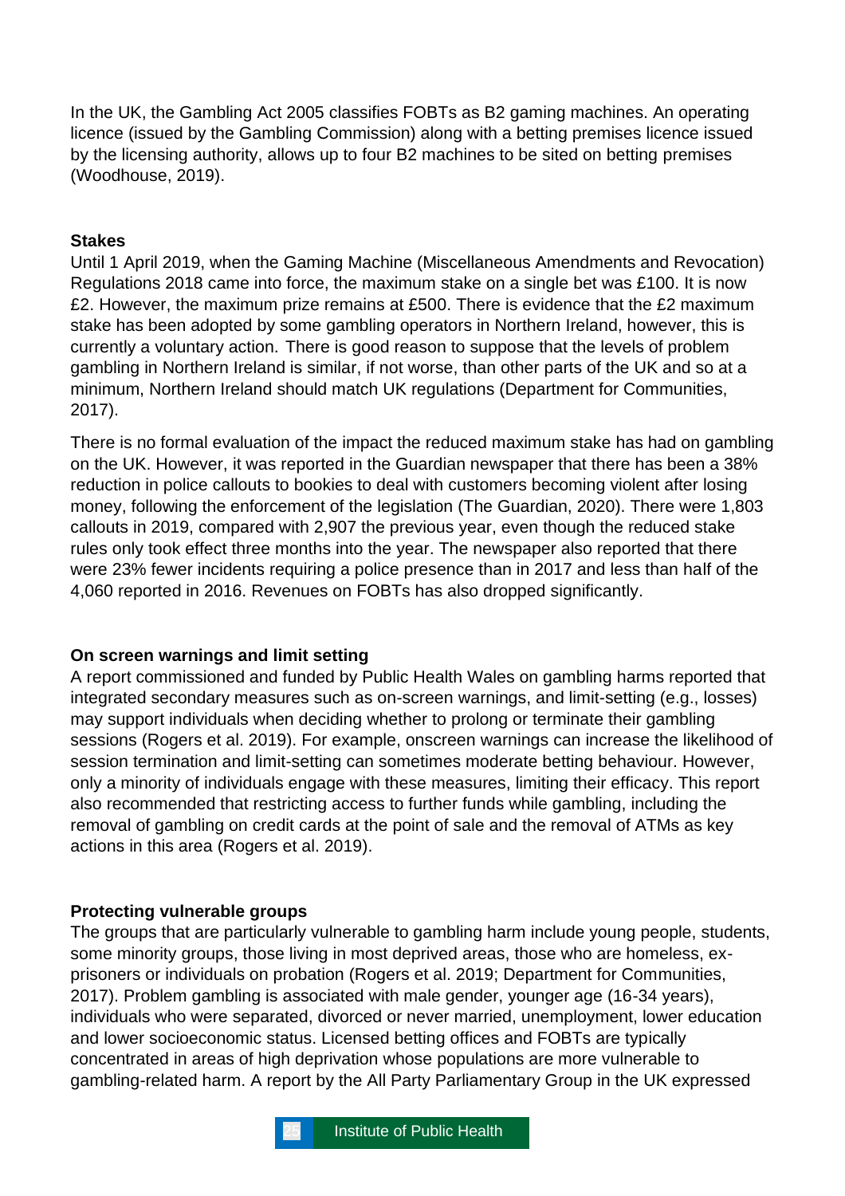In the UK, the Gambling Act 2005 classifies FOBTs as B2 gaming machines. An operating licence (issued by the Gambling Commission) along with a betting premises licence issued by the licensing authority, allows up to four B2 machines to be sited on betting premises (Woodhouse, 2019).

**Stakes**

Until 1 April 2019, when the Gaming Machine (Miscellaneous Amendments and Revocation) Regulations 2018 came into force, the maximum stake on a single bet was £100. It is now £2. However, the maximum prize remains at £500. There is evidence that the £2 maximum stake has been adopted by some gambling operators in Northern Ireland, however, this is currently a voluntary action. There is good reason to suppose that the levels of problem gambling in Northern Ireland is similar, if not worse, than other parts of the UK and so at a minimum, Northern Ireland should match UK regulations (Department for Communities, 2017).

There is no formal evaluation of the impact the reduced maximum stake has had on gambling on the UK. However, it was reported in the Guardian newspaper that there has been a 38% reduction in police callouts to bookies to deal with customers becoming violent after losing money, following the enforcement of the legislation (The Guardian, 2020). There were 1,803 callouts in 2019, compared with 2,907 the previous year, even though the reduced stake rules only took effect three months into the year. The newspaper also reported that there were 23% fewer incidents requiring a police presence than in 2017 and less than half of the 4,060 reported in 2016. Revenues on FOBTs has also dropped significantly.

**On screen warnings and limit setting**

A report commissioned and funded by Public Health Wales on gambling harms reported that integrated secondary measures such as on-screen warnings, and limit-setting (e.g., losses) may support individuals when deciding whether to prolong or terminate their gambling sessions (Rogers et al. 2019). For example, onscreen warnings can increase the likelihood of session termination and limit-setting can sometimes moderate betting behaviour. However, only a minority of individuals engage with these measures, limiting their efficacy. This report also recommended that restricting access to further funds while gambling, including the removal of gambling on credit cards at the point of sale and the removal of ATMs as key actions in this area (Rogers et al. 2019).

**Protecting vulnerable groups**

The groups that are particularly vulnerable to gambling harm include young people, students, some minority groups, those living in most deprived areas, those who are homeless, ex-prisoners or individuals on probation (Rogers et al. 2019; Department for Communities, 2017). Problem gambling is associated with male gender, younger age (16-34 years), individuals who were separated, divorced or never married, unemployment, lower education and lower socioeconomic status. Licensed betting offices and FOBTs are typically concentrated in areas of high deprivation whose populations are more vulnerable to gambling-related harm. A report by the All Party Parliamentary Group in the UK expressed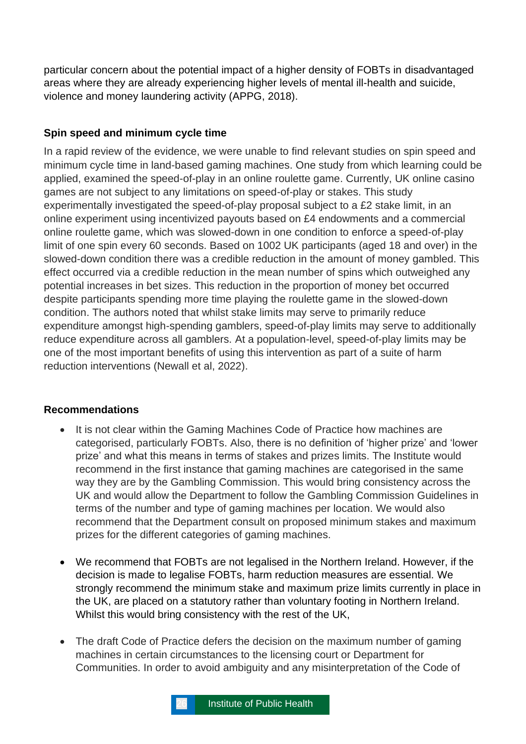particular concern about the potential impact of a higher density of FOBTs in disadvantaged areas where they are already experiencing higher levels of mental ill-health and suicide, violence and money laundering activity (APPG, 2018).

**Spin speed and minimum cycle time**

In a rapid review of the evidence, we were unable to find relevant studies on spin speed and minimum cycle time in land-based gaming machines. One study from which learning could be applied, examined the speed-of-play in an online roulette game. Currently, UK online casino games are not subject to any limitations on speed-of-play or stakes. This study experimentally investigated the speed-of-play proposal subject to a £2 stake limit, in an online experiment using incentivized payouts based on £4 endowments and a commercial online roulette game, which was slowed-down in one condition to enforce a speed-of-play limit of one spin every 60 seconds. Based on 1002 UK participants (aged 18 and over) in the slowed-down condition there was a credible reduction in the amount of money gambled. This effect occurred via a credible reduction in the mean number of spins which outweighed any potential increases in bet sizes. This reduction in the proportion of money bet occurred despite participants spending more time playing the roulette game in the slowed-down condition. The authors noted that whilst stake limits may serve to primarily reduce expenditure amongst high-spending gamblers, speed-of-play limits may serve to additionally reduce expenditure across all gamblers. At a population-level, speed-of-play limits may be one of the most important benefits of using this intervention as part of a suite of harm reduction interventions (Newall et al, 2022).

**Recommendations**

- It is not clear within the Gaming Machines Code of Practice how machines are categorised, particularly FOBTs. Also, there is no definition of 'higher prize' and 'lower prize' and what this means in terms of stakes and prizes limits. The Institute would recommend in the first instance that gaming machines are categorised in the same way they are by the Gambling Commission. This would bring consistency across the UK and would allow the Department to follow the Gambling Commission Guidelines in terms of the number and type of gaming machines per location. We would also recommend that the Department consult on proposed minimum stakes and maximum prizes for the different categories of gaming machines.

- We recommend that FOBTs are not legalised in the Northern Ireland. However, if the decision is made to legalise FOBTs, harm reduction measures are essential. We strongly recommend the minimum stake and maximum prize limits currently in place in the UK, are placed on a statutory rather than voluntary footing in Northern Ireland. Whilst this would bring consistency with the rest of the UK,

- The draft Code of Practice defers the decision on the maximum number of gaming machines in certain circumstances to the licensing court or Department for Communities. In order to avoid ambiguity and any misinterpretation of the Code of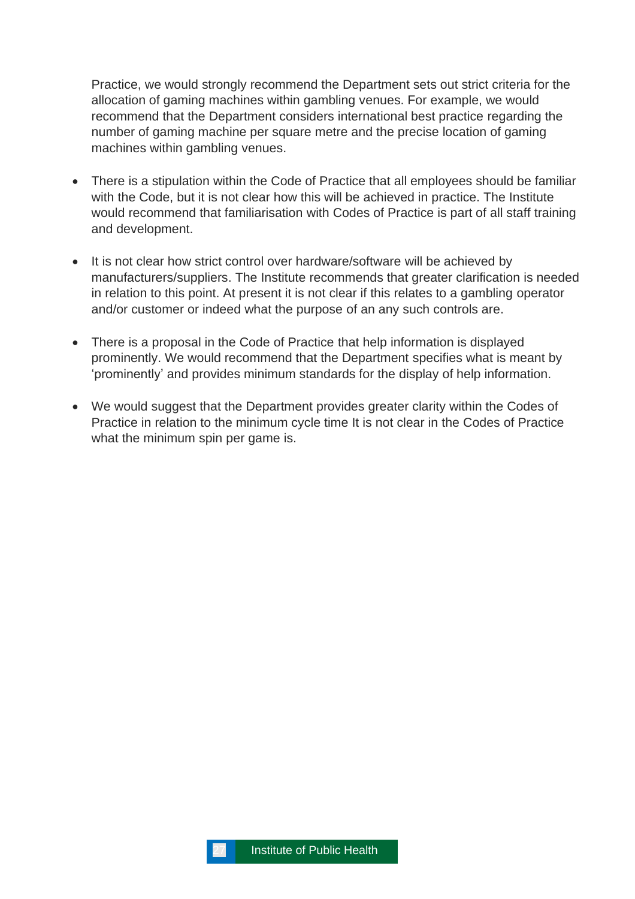Practice, we would strongly recommend the Department sets out strict criteria for the allocation of gaming machines within gambling venues. For example, we would recommend that the Department considers international best practice regarding the number of gaming machine per square metre and the precise location of gaming machines within gambling venues.

- There is a stipulation within the Code of Practice that all employees should be familiar with the Code, but it is not clear how this will be achieved in practice. The Institute would recommend that familiarisation with Codes of Practice is part of all staff training and development.

- It is not clear how strict control over hardware/software will be achieved by manufacturers/suppliers. The Institute recommends that greater clarification is needed in relation to this point. At present it is not clear if this relates to a gambling operator and/or customer or indeed what the purpose of an any such controls are.

- There is a proposal in the Code of Practice that help information is displayed prominently. We would recommend that the Department specifies what is meant by 'prominently' and provides minimum standards for the display of help information.

- We would suggest that the Department provides greater clarity within the Codes of Practice in relation to the minimum cycle time It is not clear in the Codes of Practice what the minimum spin per game is.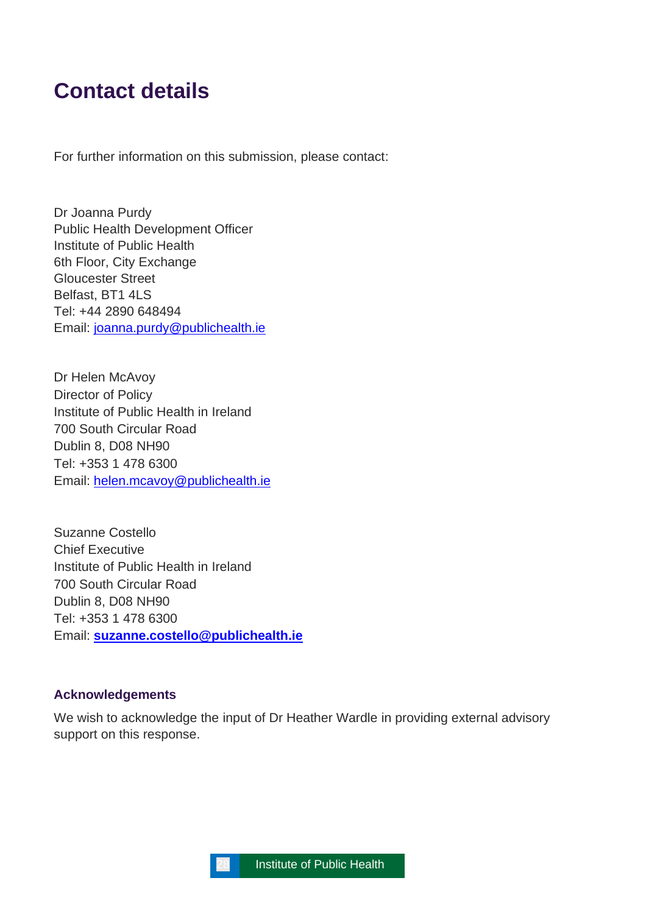# Contact details

For further information on this submission, please contact:

Dr Joanna Purdy
Public Health Development Officer
Institute of Public Health
6th Floor, City Exchange
Gloucester Street
Belfast, BT1 4LS
Tel: +44 2890 648494
Email: joanna.purdy@publichealth.ie

Dr Helen McAvoy
Director of Policy
Institute of Public Health in Ireland
700 South Circular Road
Dublin 8, D08 NH90
Tel: +353 1 478 6300
Email: helen.mcavoy@publichealth.ie

Suzanne Costello
Chief Executive
Institute of Public Health in Ireland
700 South Circular Road
Dublin 8, D08 NH90
Tel: +353 1 478 6300
Email: **suzanne.costello@publichealth.ie**

### Acknowledgements

We wish to acknowledge the input of Dr Heather Wardle in providing external advisory support on this response.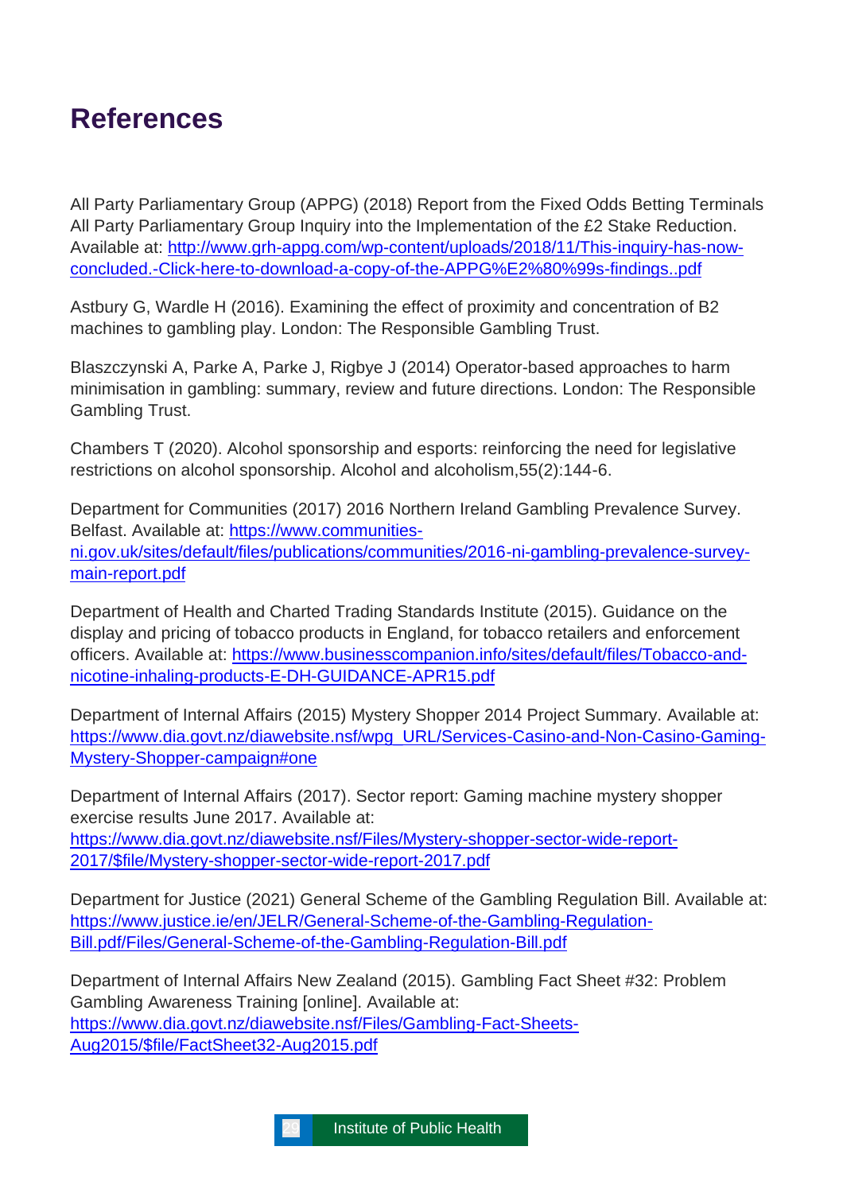# References

All Party Parliamentary Group (APPG) (2018) Report from the Fixed Odds Betting Terminals All Party Parliamentary Group Inquiry into the Implementation of the £2 Stake Reduction. Available at: http://www.grh-appg.com/wp-content/uploads/2018/11/This-inquiry-has-now-concluded.-Click-here-to-download-a-copy-of-the-APPG%E2%80%99s-findings..pdf

Astbury G, Wardle H (2016). Examining the effect of proximity and concentration of B2 machines to gambling play. London: The Responsible Gambling Trust.

Blaszczynski A, Parke A, Parke J, Rigbye J (2014) Operator-based approaches to harm minimisation in gambling: summary, review and future directions. London: The Responsible Gambling Trust.

Chambers T (2020). Alcohol sponsorship and esports: reinforcing the need for legislative restrictions on alcohol sponsorship. Alcohol and alcoholism,55(2):144-6.

Department for Communities (2017) 2016 Northern Ireland Gambling Prevalence Survey. Belfast. Available at: https://www.communities-ni.gov.uk/sites/default/files/publications/communities/2016-ni-gambling-prevalence-survey-main-report.pdf

Department of Health and Charted Trading Standards Institute (2015). Guidance on the display and pricing of tobacco products in England, for tobacco retailers and enforcement officers. Available at: https://www.businesscompanion.info/sites/default/files/Tobacco-and-nicotine-inhaling-products-E-DH-GUIDANCE-APR15.pdf

Department of Internal Affairs (2015) Mystery Shopper 2014 Project Summary. Available at: https://www.dia.govt.nz/diawebsite.nsf/wpg_URL/Services-Casino-and-Non-Casino-Gaming-Mystery-Shopper-campaign#one

Department of Internal Affairs (2017). Sector report: Gaming machine mystery shopper exercise results June 2017. Available at: https://www.dia.govt.nz/diawebsite.nsf/Files/Mystery-shopper-sector-wide-report-2017/$file/Mystery-shopper-sector-wide-report-2017.pdf

Department for Justice (2021) General Scheme of the Gambling Regulation Bill. Available at: https://www.justice.ie/en/JELR/General-Scheme-of-the-Gambling-Regulation-Bill.pdf/Files/General-Scheme-of-the-Gambling-Regulation-Bill.pdf

Department of Internal Affairs New Zealand (2015). Gambling Fact Sheet #32: Problem Gambling Awareness Training [online]. Available at: https://www.dia.govt.nz/diawebsite.nsf/Files/Gambling-Fact-Sheets-Aug2015/$file/FactSheet32-Aug2015.pdf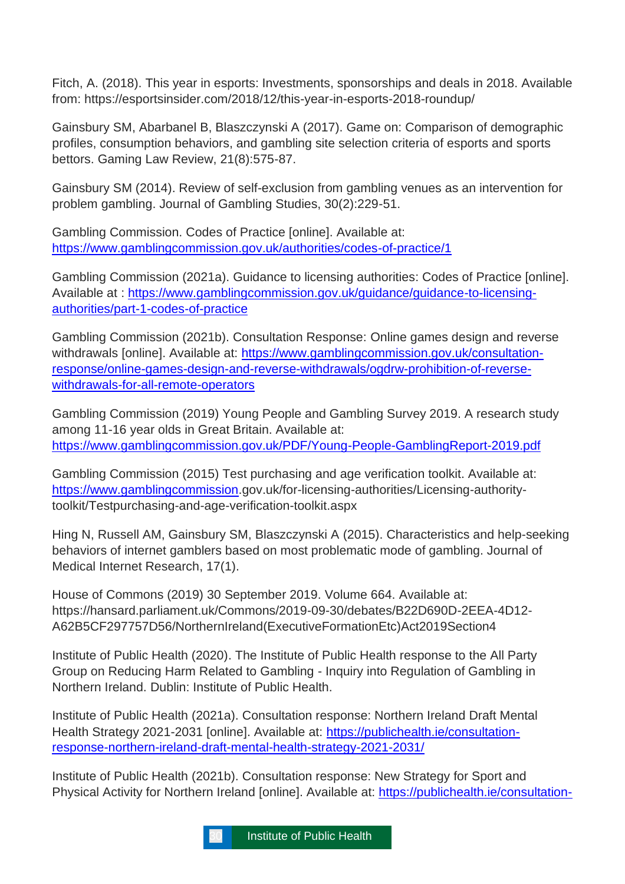Fitch, A. (2018). This year in esports: Investments, sponsorships and deals in 2018. Available from: https://esportsinsider.com/2018/12/this-year-in-esports-2018-roundup/

Gainsbury SM, Abarbanel B, Blaszczynski A (2017). Game on: Comparison of demographic profiles, consumption behaviors, and gambling site selection criteria of esports and sports bettors. Gaming Law Review, 21(8):575-87.

Gainsbury SM (2014). Review of self-exclusion from gambling venues as an intervention for problem gambling. Journal of Gambling Studies, 30(2):229-51.

Gambling Commission. Codes of Practice [online]. Available at: https://www.gamblingcommission.gov.uk/authorities/codes-of-practice/1

Gambling Commission (2021a). Guidance to licensing authorities: Codes of Practice [online]. Available at : https://www.gamblingcommission.gov.uk/guidance/guidance-to-licensing-authorities/part-1-codes-of-practice

Gambling Commission (2021b). Consultation Response: Online games design and reverse withdrawals [online]. Available at: https://www.gamblingcommission.gov.uk/consultation-response/online-games-design-and-reverse-withdrawals/ogdrw-prohibition-of-reverse-withdrawals-for-all-remote-operators

Gambling Commission (2019) Young People and Gambling Survey 2019. A research study among 11-16 year olds in Great Britain. Available at: https://www.gamblingcommission.gov.uk/PDF/Young-People-GamblingReport-2019.pdf

Gambling Commission (2015) Test purchasing and age verification toolkit. Available at: https://www.gamblingcommission.gov.uk/for-licensing-authorities/Licensing-authority-toolkit/Testpurchasing-and-age-verification-toolkit.aspx

Hing N, Russell AM, Gainsbury SM, Blaszczynski A (2015). Characteristics and help-seeking behaviors of internet gamblers based on most problematic mode of gambling. Journal of Medical Internet Research, 17(1).

House of Commons (2019) 30 September 2019. Volume 664. Available at: https://hansard.parliament.uk/Commons/2019-09-30/debates/B22D690D-2EEA-4D12-A62B5CF297757D56/NorthernIreland(ExecutiveFormationEtc)Act2019Section4

Institute of Public Health (2020). The Institute of Public Health response to the All Party Group on Reducing Harm Related to Gambling - Inquiry into Regulation of Gambling in Northern Ireland. Dublin: Institute of Public Health.

Institute of Public Health (2021a). Consultation response: Northern Ireland Draft Mental Health Strategy 2021-2031 [online]. Available at: https://publichealth.ie/consultation-response-northern-ireland-draft-mental-health-strategy-2021-2031/

Institute of Public Health (2021b). Consultation response: New Strategy for Sport and Physical Activity for Northern Ireland [online]. Available at: https://publichealth.ie/consultation-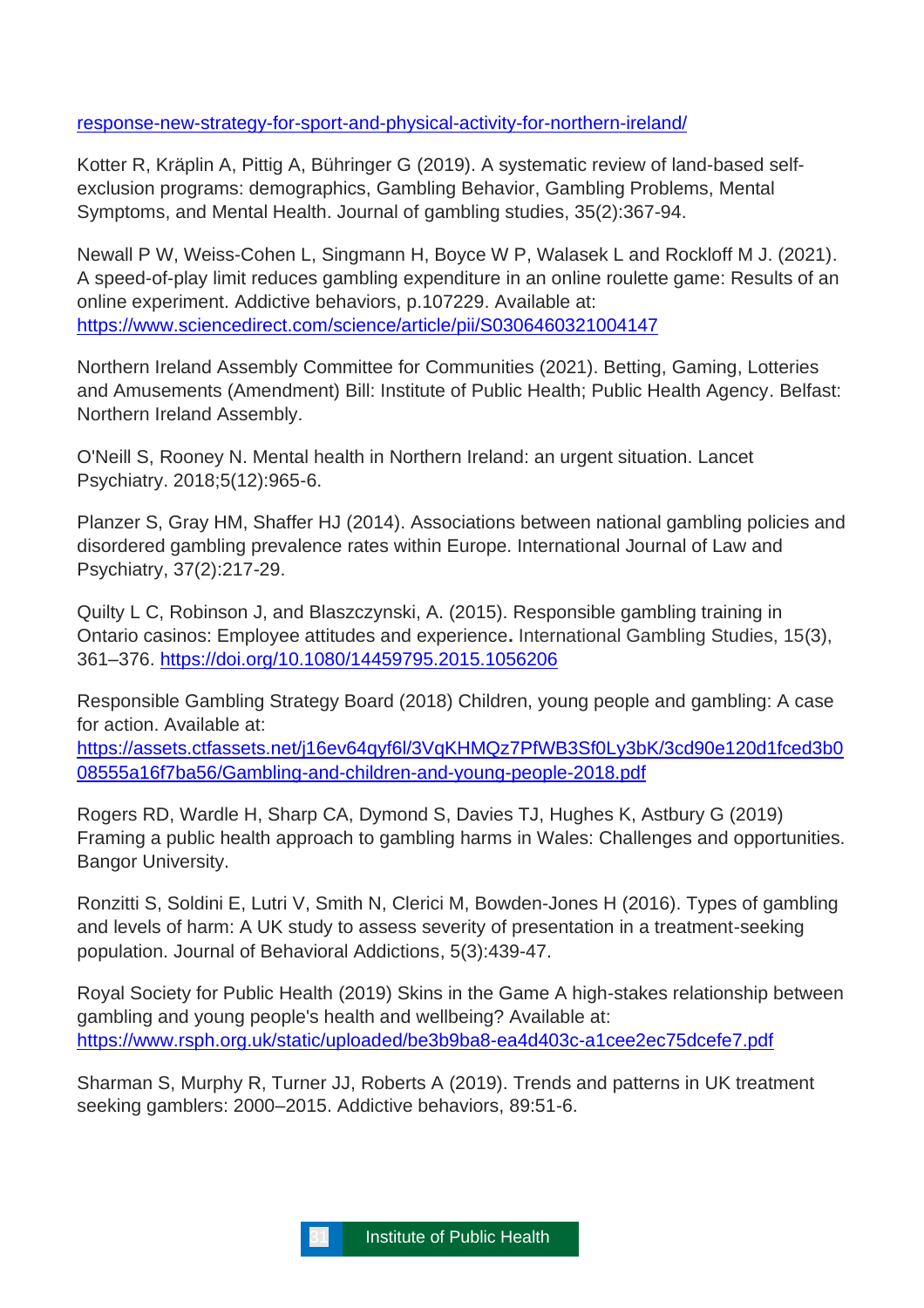response-new-strategy-for-sport-and-physical-activity-for-northern-ireland/

Kotter R, Kräplin A, Pittig A, Bühringer G (2019). A systematic review of land-based self-exclusion programs: demographics, Gambling Behavior, Gambling Problems, Mental Symptoms, and Mental Health. Journal of gambling studies, 35(2):367-94.

Newall P W, Weiss-Cohen L, Singmann H, Boyce W P, Walasek L and Rockloff M J. (2021). A speed-of-play limit reduces gambling expenditure in an online roulette game: Results of an online experiment. Addictive behaviors, p.107229. Available at: https://www.sciencedirect.com/science/article/pii/S0306460321004147

Northern Ireland Assembly Committee for Communities (2021). Betting, Gaming, Lotteries and Amusements (Amendment) Bill: Institute of Public Health; Public Health Agency. Belfast: Northern Ireland Assembly.

O'Neill S, Rooney N. Mental health in Northern Ireland: an urgent situation. Lancet Psychiatry. 2018;5(12):965-6.

Planzer S, Gray HM, Shaffer HJ (2014). Associations between national gambling policies and disordered gambling prevalence rates within Europe. International Journal of Law and Psychiatry, 37(2):217-29.

Quilty L C, Robinson J, and Blaszczynski, A. (2015). Responsible gambling training in Ontario casinos: Employee attitudes and experience**.** International Gambling Studies, 15(3), 361–376. https://doi.org/10.1080/14459795.2015.1056206

Responsible Gambling Strategy Board (2018) Children, young people and gambling: A case for action. Available at: https://assets.ctfassets.net/j16ev64qyf6l/3VqKHMQz7PfWB3Sf0Ly3bK/3cd90e120d1fced3b008555a16f7ba56/Gambling-and-children-and-young-people-2018.pdf

Rogers RD, Wardle H, Sharp CA, Dymond S, Davies TJ, Hughes K, Astbury G (2019) Framing a public health approach to gambling harms in Wales: Challenges and opportunities. Bangor University.

Ronzitti S, Soldini E, Lutri V, Smith N, Clerici M, Bowden-Jones H (2016). Types of gambling and levels of harm: A UK study to assess severity of presentation in a treatment-seeking population. Journal of Behavioral Addictions, 5(3):439-47.

Royal Society for Public Health (2019) Skins in the Game A high-stakes relationship between gambling and young people's health and wellbeing? Available at: https://www.rsph.org.uk/static/uploaded/be3b9ba8-ea4d403c-a1cee2ec75dcefe7.pdf

Sharman S, Murphy R, Turner JJ, Roberts A (2019). Trends and patterns in UK treatment seeking gamblers: 2000–2015. Addictive behaviors, 89:51-6.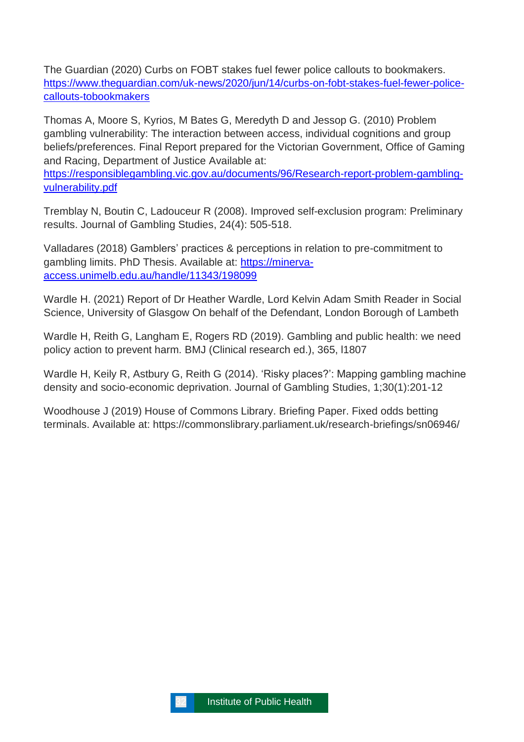The Guardian (2020) Curbs on FOBT stakes fuel fewer police callouts to bookmakers. https://www.theguardian.com/uk-news/2020/jun/14/curbs-on-fobt-stakes-fuel-fewer-police-callouts-tobookmakers

Thomas A, Moore S, Kyrios, M Bates G, Meredyth D and Jessop G. (2010) Problem gambling vulnerability: The interaction between access, individual cognitions and group beliefs/preferences. Final Report prepared for the Victorian Government, Office of Gaming and Racing, Department of Justice Available at: https://responsiblegambling.vic.gov.au/documents/96/Research-report-problem-gambling-vulnerability.pdf

Tremblay N, Boutin C, Ladouceur R (2008). Improved self-exclusion program: Preliminary results. Journal of Gambling Studies, 24(4): 505-518.

Valladares (2018) Gamblers' practices & perceptions in relation to pre-commitment to gambling limits. PhD Thesis. Available at: https://minerva-access.unimelb.edu.au/handle/11343/198099

Wardle H. (2021) Report of Dr Heather Wardle, Lord Kelvin Adam Smith Reader in Social Science, University of Glasgow On behalf of the Defendant, London Borough of Lambeth

Wardle H, Reith G, Langham E, Rogers RD (2019). Gambling and public health: we need policy action to prevent harm. BMJ (Clinical research ed.), 365, l1807

Wardle H, Keily R, Astbury G, Reith G (2014). 'Risky places?': Mapping gambling machine density and socio-economic deprivation. Journal of Gambling Studies, 1;30(1):201-12

Woodhouse J (2019) House of Commons Library. Briefing Paper. Fixed odds betting terminals. Available at: https://commonslibrary.parliament.uk/research-briefings/sn06946/